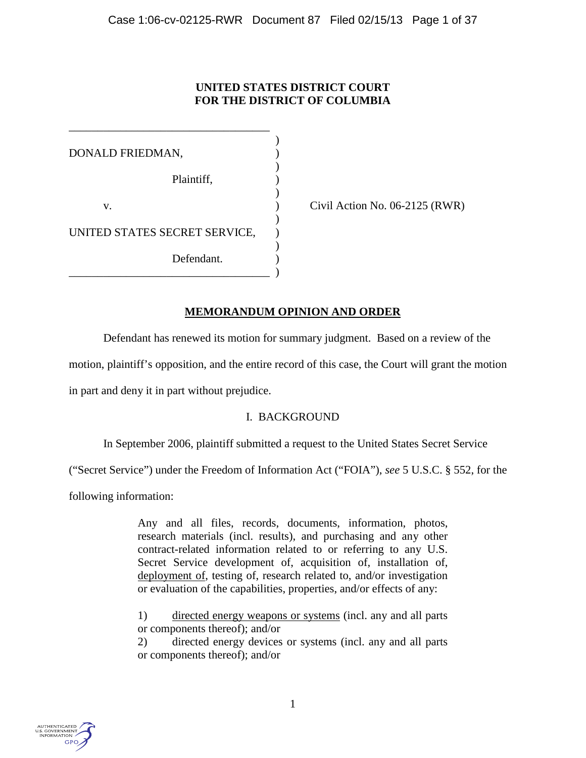**UNITED STATES DISTRICT COURT**
**FOR THE DISTRICT OF COLUMBIA**

DONALD FRIEDMAN,

Plaintiff,

v.

UNITED STATES SECRET SERVICE,

Defendant.

Civil Action No. 06-2125 (RWR)

## MEMORANDUM OPINION AND ORDER

Defendant has renewed its motion for summary judgment. Based on a review of the motion, plaintiff's opposition, and the entire record of this case, the Court will grant the motion in part and deny it in part without prejudice.

### I. BACKGROUND

In September 2006, plaintiff submitted a request to the United States Secret Service ("Secret Service") under the Freedom of Information Act ("FOIA"), *see* 5 U.S.C. § 552, for the following information:

> Any and all files, records, documents, information, photos, research materials (incl. results), and purchasing and any other contract-related information related to or referring to any U.S. Secret Service development of, acquisition of, installation of, deployment of, testing of, research related to, and/or investigation or evaluation of the capabilities, properties, and/or effects of any:
>
> 1) directed energy weapons or systems (incl. any and all parts or components thereof); and/or
> 2) directed energy devices or systems (incl. any and all parts or components thereof); and/or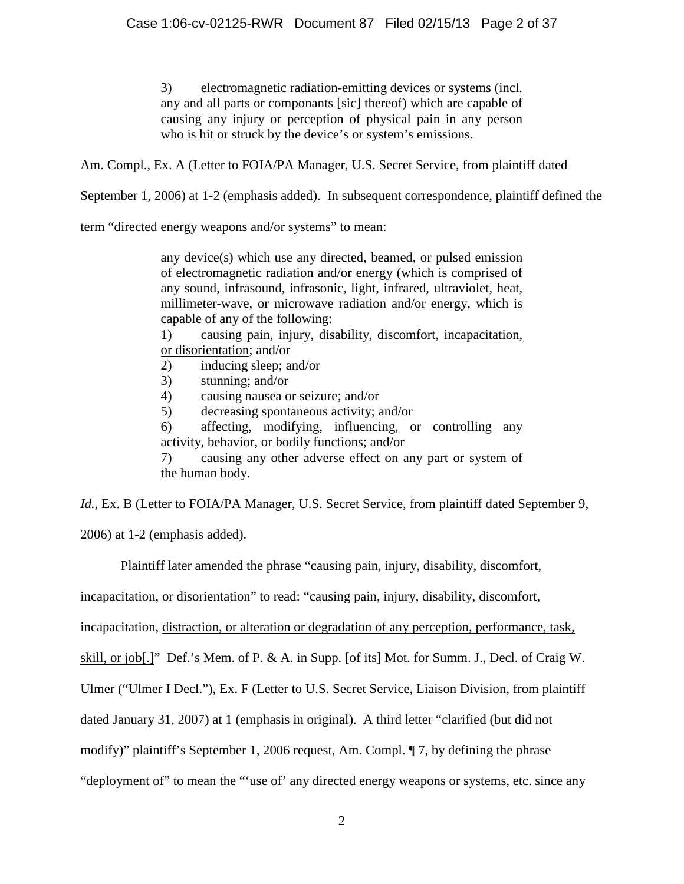> 3) electromagnetic radiation-emitting devices or systems (incl. any and all parts or componants [sic] thereof) which are capable of causing any injury or perception of physical pain in any person who is hit or struck by the device's or system's emissions.

Am. Compl., Ex. A (Letter to FOIA/PA Manager, U.S. Secret Service, from plaintiff dated September 1, 2006) at 1-2 (emphasis added). In subsequent correspondence, plaintiff defined the term "directed energy weapons and/or systems" to mean:

> any device(s) which use any directed, beamed, or pulsed emission of electromagnetic radiation and/or energy (which is comprised of any sound, infrasound, infrasonic, light, infrared, ultraviolet, heat, millimeter-wave, or microwave radiation and/or energy, which is capable of any of the following:
>
> 1) <u>causing pain, injury, disability, discomfort, incapacitation, or disorientation</u>; and/or
> 2) inducing sleep; and/or
> 3) stunning; and/or
> 4) causing nausea or seizure; and/or
> 5) decreasing spontaneous activity; and/or
> 6) affecting, modifying, influencing, or controlling any activity, behavior, or bodily functions; and/or
> 7) causing any other adverse effect on any part or system of the human body.

*Id.*, Ex. B (Letter to FOIA/PA Manager, U.S. Secret Service, from plaintiff dated September 9, 2006) at 1-2 (emphasis added).

Plaintiff later amended the phrase "causing pain, injury, disability, discomfort, incapacitation, or disorientation" to read: "causing pain, injury, disability, discomfort, incapacitation, <u>distraction, or alteration or degradation of any perception, performance, task, skill, or job[.]</u>" Def.'s Mem. of P. & A. in Supp. [of its] Mot. for Summ. J., Decl. of Craig W. Ulmer ("Ulmer I Decl."), Ex. F (Letter to U.S. Secret Service, Liaison Division, from plaintiff dated January 31, 2007) at 1 (emphasis in original). A third letter "clarified (but did not modify)" plaintiff's September 1, 2006 request, Am. Compl. ¶ 7, by defining the phrase "deployment of" to mean the "'use of' any directed energy weapons or systems, etc. since any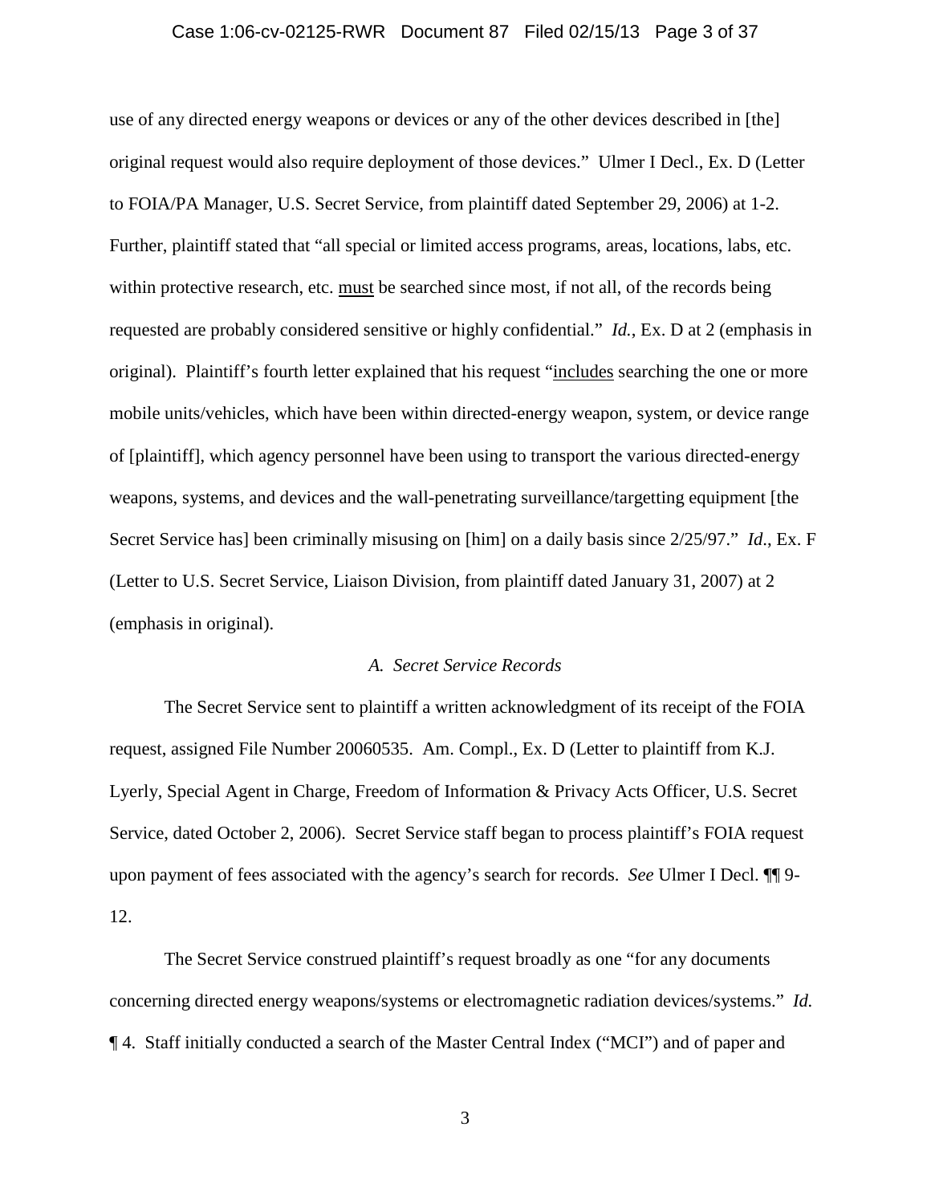use of any directed energy weapons or devices or any of the other devices described in [the] original request would also require deployment of those devices." Ulmer I Decl., Ex. D (Letter to FOIA/PA Manager, U.S. Secret Service, from plaintiff dated September 29, 2006) at 1-2. Further, plaintiff stated that "all special or limited access programs, areas, locations, labs, etc. within protective research, etc. must be searched since most, if not all, of the records being requested are probably considered sensitive or highly confidential." *Id.*, Ex. D at 2 (emphasis in original). Plaintiff's fourth letter explained that his request "includes searching the one or more mobile units/vehicles, which have been within directed-energy weapon, system, or device range of [plaintiff], which agency personnel have been using to transport the various directed-energy weapons, systems, and devices and the wall-penetrating surveillance/targetting equipment [the Secret Service has] been criminally misusing on [him] on a daily basis since 2/25/97." *Id*., Ex. F (Letter to U.S. Secret Service, Liaison Division, from plaintiff dated January 31, 2007) at 2 (emphasis in original).

### *A. Secret Service Records*

The Secret Service sent to plaintiff a written acknowledgment of its receipt of the FOIA request, assigned File Number 20060535. Am. Compl., Ex. D (Letter to plaintiff from K.J. Lyerly, Special Agent in Charge, Freedom of Information & Privacy Acts Officer, U.S. Secret Service, dated October 2, 2006). Secret Service staff began to process plaintiff's FOIA request upon payment of fees associated with the agency's search for records. *See* Ulmer I Decl. ¶¶ 9-12.

The Secret Service construed plaintiff's request broadly as one "for any documents concerning directed energy weapons/systems or electromagnetic radiation devices/systems." *Id.* ¶ 4. Staff initially conducted a search of the Master Central Index ("MCI") and of paper and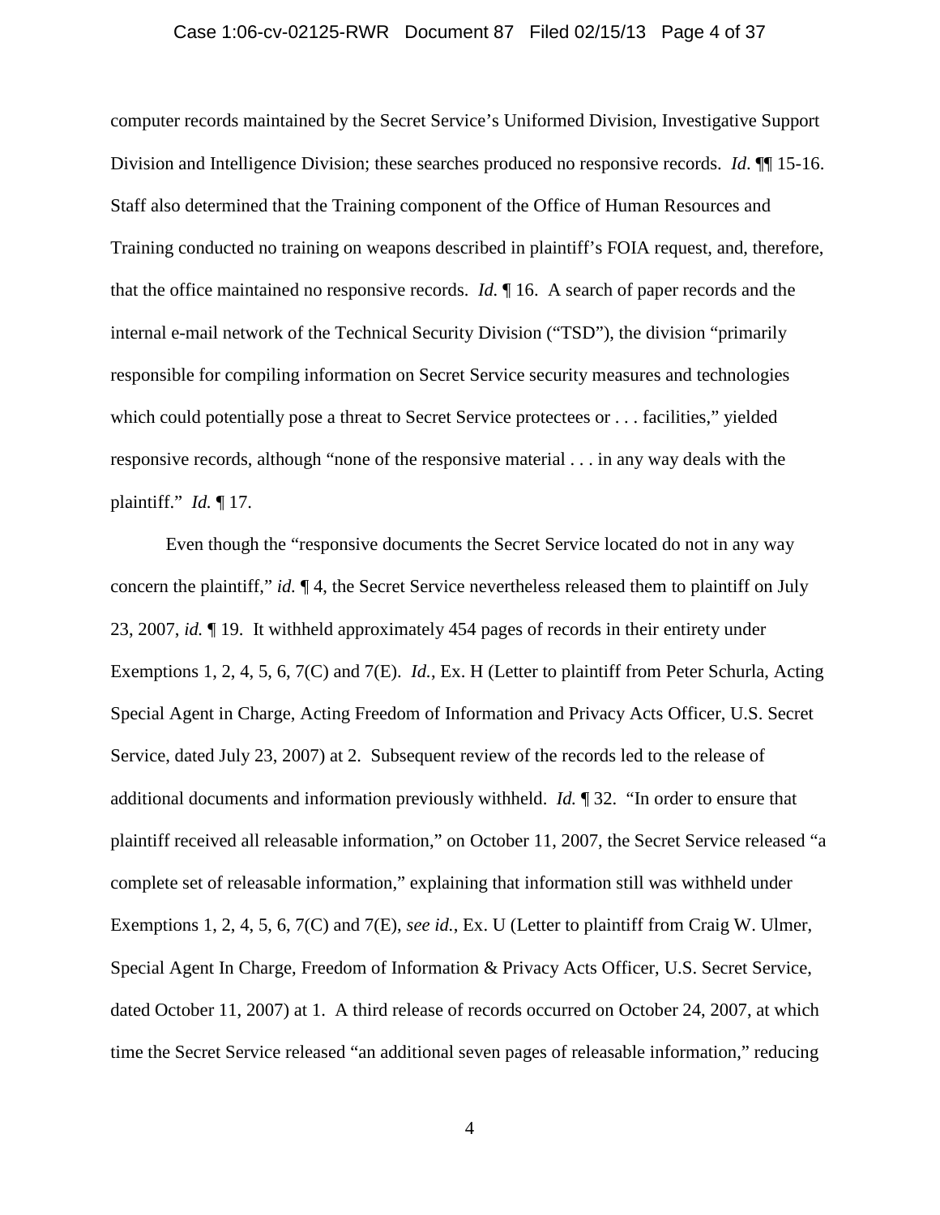computer records maintained by the Secret Service's Uniformed Division, Investigative Support Division and Intelligence Division; these searches produced no responsive records. *Id*. ¶¶ 15-16. Staff also determined that the Training component of the Office of Human Resources and Training conducted no training on weapons described in plaintiff's FOIA request, and, therefore, that the office maintained no responsive records. *Id.* ¶ 16. A search of paper records and the internal e-mail network of the Technical Security Division ("TSD"), the division "primarily responsible for compiling information on Secret Service security measures and technologies which could potentially pose a threat to Secret Service protectees or . . . facilities," yielded responsive records, although "none of the responsive material . . . in any way deals with the plaintiff." *Id.* ¶ 17.

Even though the "responsive documents the Secret Service located do not in any way concern the plaintiff," *id.* ¶ 4, the Secret Service nevertheless released them to plaintiff on July 23, 2007, *id.* ¶ 19. It withheld approximately 454 pages of records in their entirety under Exemptions 1, 2, 4, 5, 6, 7(C) and 7(E). *Id.*, Ex. H (Letter to plaintiff from Peter Schurla, Acting Special Agent in Charge, Acting Freedom of Information and Privacy Acts Officer, U.S. Secret Service, dated July 23, 2007) at 2. Subsequent review of the records led to the release of additional documents and information previously withheld. *Id.* ¶ 32. "In order to ensure that plaintiff received all releasable information," on October 11, 2007, the Secret Service released "a complete set of releasable information," explaining that information still was withheld under Exemptions 1, 2, 4, 5, 6, 7(C) and 7(E), *see id.*, Ex. U (Letter to plaintiff from Craig W. Ulmer, Special Agent In Charge, Freedom of Information & Privacy Acts Officer, U.S. Secret Service, dated October 11, 2007) at 1. A third release of records occurred on October 24, 2007, at which time the Secret Service released "an additional seven pages of releasable information," reducing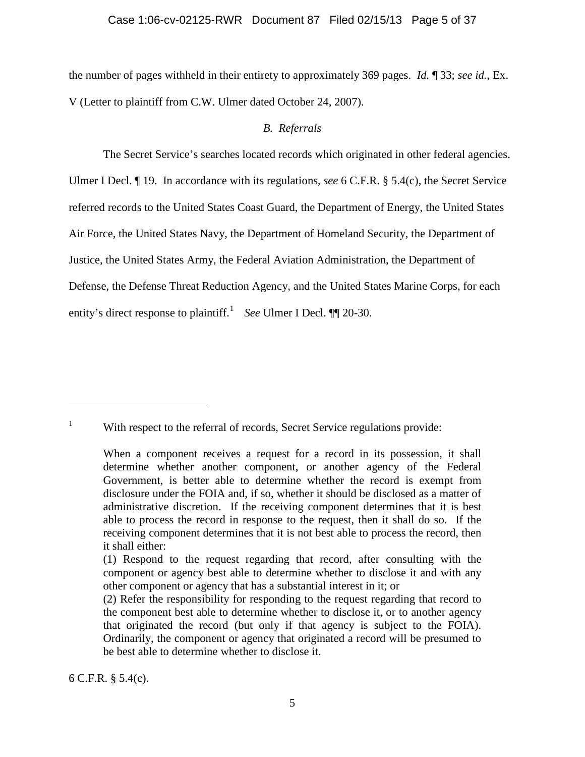the number of pages withheld in their entirety to approximately 369 pages. *Id.* ¶ 33; *see id.*, Ex. V (Letter to plaintiff from C.W. Ulmer dated October 24, 2007).

### *B. Referrals*

The Secret Service's searches located records which originated in other federal agencies. Ulmer I Decl. ¶ 19. In accordance with its regulations, *see* 6 C.F.R. § 5.4(c), the Secret Service referred records to the United States Coast Guard, the Department of Energy, the United States Air Force, the United States Navy, the Department of Homeland Security, the Department of Justice, the United States Army, the Federal Aviation Administration, the Department of Defense, the Defense Threat Reduction Agency, and the United States Marine Corps, for each entity's direct response to plaintiff.[1] *See* Ulmer I Decl. ¶¶ 20-30.

---

[1] With respect to the referral of records, Secret Service regulations provide:

> When a component receives a request for a record in its possession, it shall determine whether another component, or another agency of the Federal Government, is better able to determine whether the record is exempt from disclosure under the FOIA and, if so, whether it should be disclosed as a matter of administrative discretion. If the receiving component determines that it is best able to process the record in response to the request, then it shall do so. If the receiving component determines that it is not best able to process the record, then it shall either:
>
> (1) Respond to the request regarding that record, after consulting with the component or agency best able to determine whether to disclose it and with any other component or agency that has a substantial interest in it; or
>
> (2) Refer the responsibility for responding to the request regarding that record to the component best able to determine whether to disclose it, or to another agency that originated the record (but only if that agency is subject to the FOIA). Ordinarily, the component or agency that originated a record will be presumed to be best able to determine whether to disclose it.

6 C.F.R. § 5.4(c).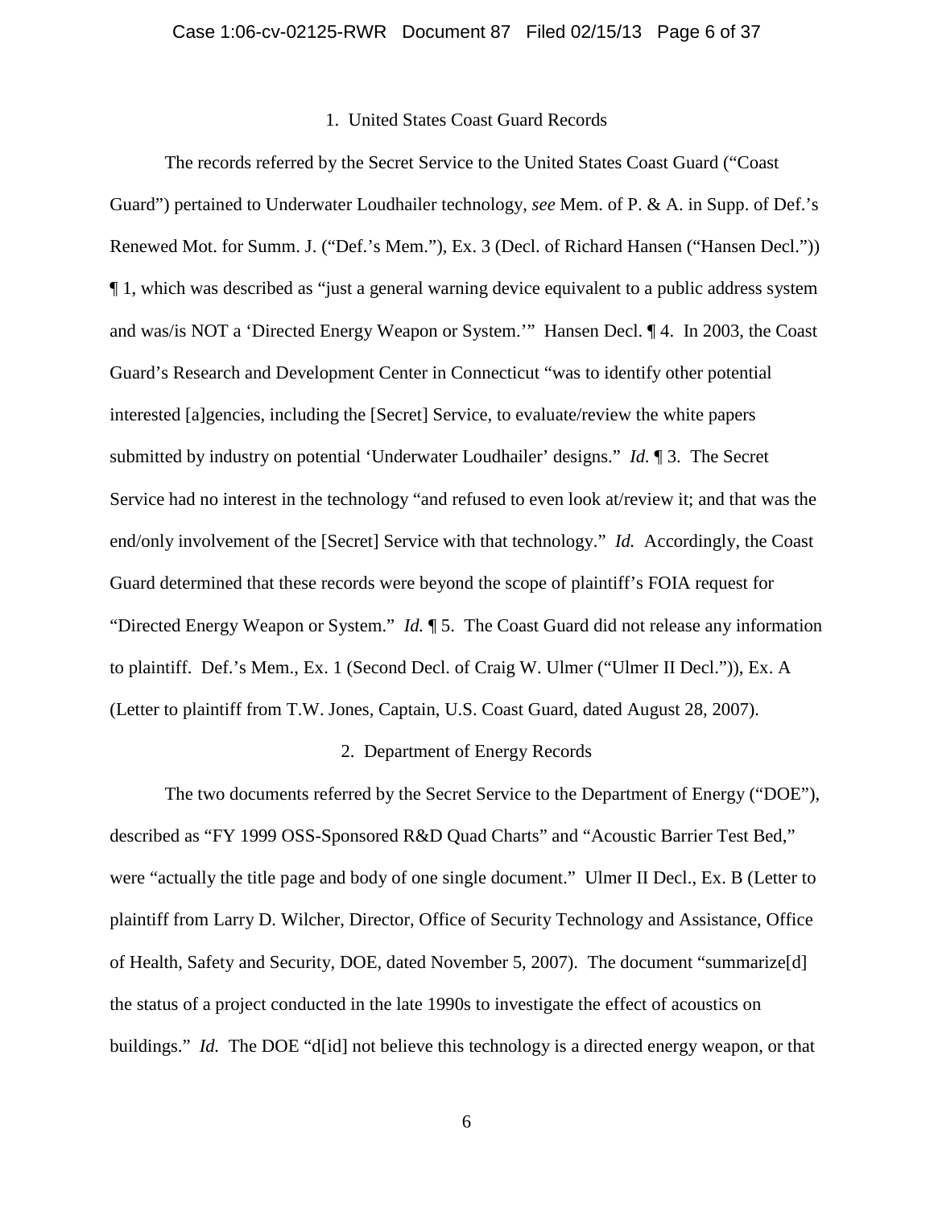### 1. United States Coast Guard Records

The records referred by the Secret Service to the United States Coast Guard ("Coast Guard") pertained to Underwater Loudhailer technology, *see* Mem. of P. & A. in Supp. of Def.'s Renewed Mot. for Summ. J. ("Def.'s Mem."), Ex. 3 (Decl. of Richard Hansen ("Hansen Decl.")) ¶ 1, which was described as "just a general warning device equivalent to a public address system and was/is NOT a 'Directed Energy Weapon or System.'" Hansen Decl. ¶ 4. In 2003, the Coast Guard's Research and Development Center in Connecticut "was to identify other potential interested [a]gencies, including the [Secret] Service, to evaluate/review the white papers submitted by industry on potential 'Underwater Loudhailer' designs." *Id.* ¶ 3. The Secret Service had no interest in the technology "and refused to even look at/review it; and that was the end/only involvement of the [Secret] Service with that technology." *Id.* Accordingly, the Coast Guard determined that these records were beyond the scope of plaintiff's FOIA request for "Directed Energy Weapon or System." *Id.* ¶ 5. The Coast Guard did not release any information to plaintiff. Def.'s Mem., Ex. 1 (Second Decl. of Craig W. Ulmer ("Ulmer II Decl.")), Ex. A (Letter to plaintiff from T.W. Jones, Captain, U.S. Coast Guard, dated August 28, 2007).

### 2. Department of Energy Records

The two documents referred by the Secret Service to the Department of Energy ("DOE"), described as "FY 1999 OSS-Sponsored R&D Quad Charts" and "Acoustic Barrier Test Bed," were "actually the title page and body of one single document." Ulmer II Decl., Ex. B (Letter to plaintiff from Larry D. Wilcher, Director, Office of Security Technology and Assistance, Office of Health, Safety and Security, DOE, dated November 5, 2007). The document "summarize[d] the status of a project conducted in the late 1990s to investigate the effect of acoustics on buildings." *Id.* The DOE "d[id] not believe this technology is a directed energy weapon, or that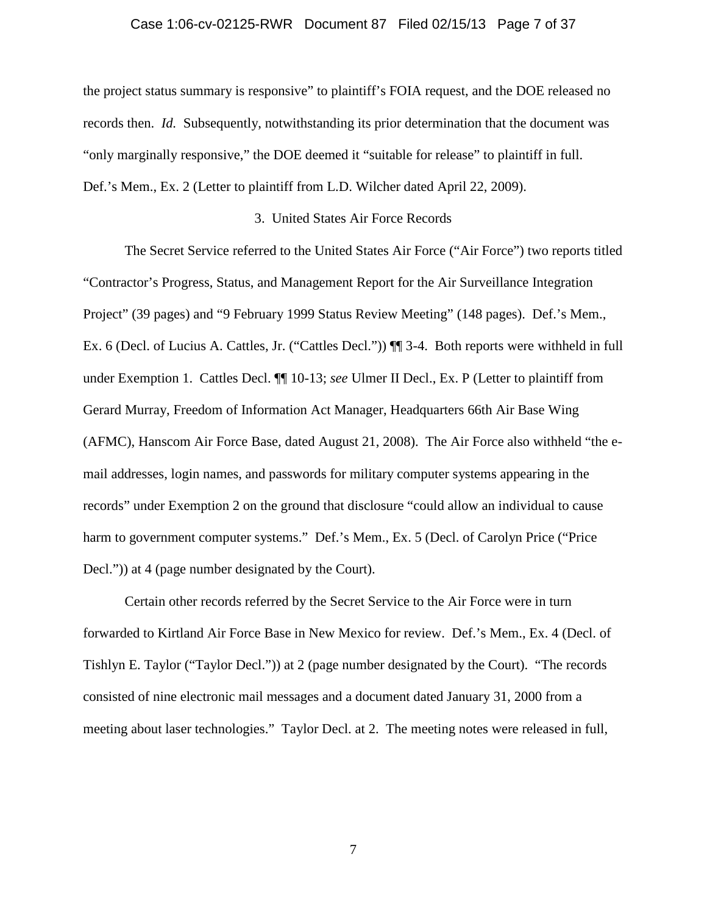the project status summary is responsive" to plaintiff's FOIA request, and the DOE released no records then. *Id.* Subsequently, notwithstanding its prior determination that the document was "only marginally responsive," the DOE deemed it "suitable for release" to plaintiff in full. Def.'s Mem., Ex. 2 (Letter to plaintiff from L.D. Wilcher dated April 22, 2009).

### 3. United States Air Force Records

The Secret Service referred to the United States Air Force ("Air Force") two reports titled "Contractor's Progress, Status, and Management Report for the Air Surveillance Integration Project" (39 pages) and "9 February 1999 Status Review Meeting" (148 pages). Def.'s Mem., Ex. 6 (Decl. of Lucius A. Cattles, Jr. ("Cattles Decl.")) ¶¶ 3-4. Both reports were withheld in full under Exemption 1. Cattles Decl. ¶¶ 10-13; *see* Ulmer II Decl., Ex. P (Letter to plaintiff from Gerard Murray, Freedom of Information Act Manager, Headquarters 66th Air Base Wing (AFMC), Hanscom Air Force Base, dated August 21, 2008). The Air Force also withheld "the e-mail addresses, login names, and passwords for military computer systems appearing in the records" under Exemption 2 on the ground that disclosure "could allow an individual to cause harm to government computer systems." Def.'s Mem., Ex. 5 (Decl. of Carolyn Price ("Price Decl.")) at 4 (page number designated by the Court).

Certain other records referred by the Secret Service to the Air Force were in turn forwarded to Kirtland Air Force Base in New Mexico for review. Def.'s Mem., Ex. 4 (Decl. of Tishlyn E. Taylor ("Taylor Decl.")) at 2 (page number designated by the Court). "The records consisted of nine electronic mail messages and a document dated January 31, 2000 from a meeting about laser technologies." Taylor Decl. at 2. The meeting notes were released in full,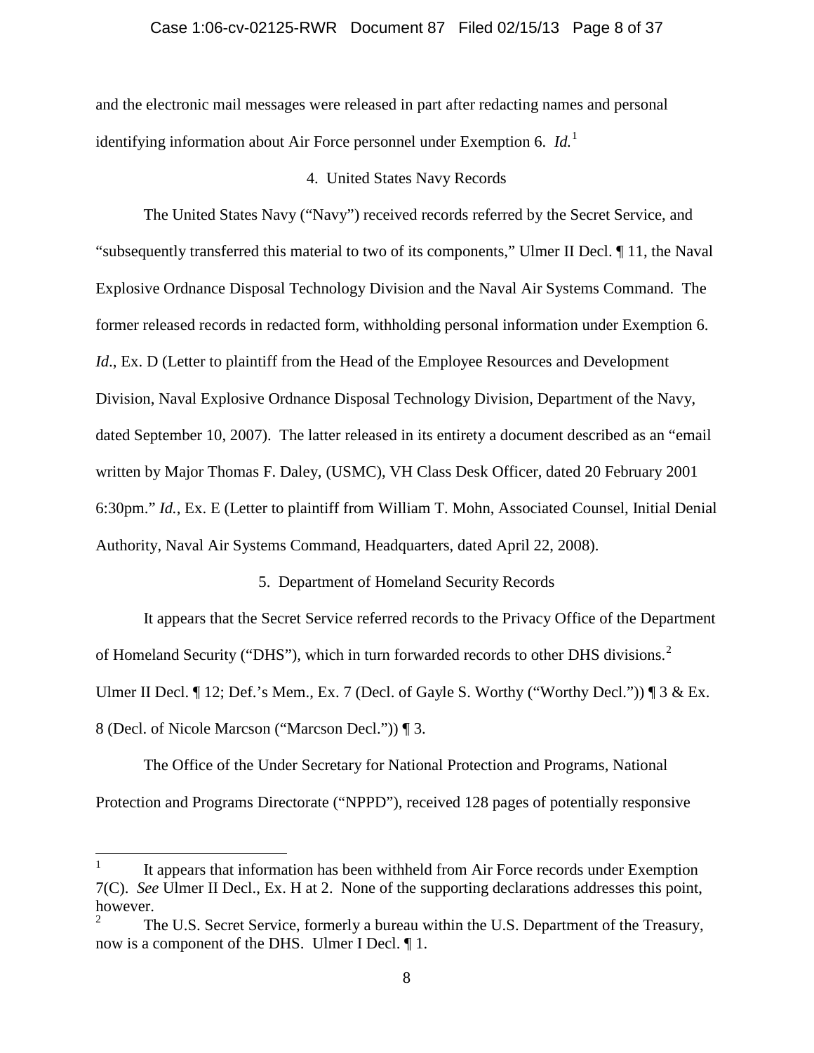and the electronic mail messages were released in part after redacting names and personal identifying information about Air Force personnel under Exemption 6. *Id.*[1]

4. United States Navy Records

The United States Navy ("Navy") received records referred by the Secret Service, and "subsequently transferred this material to two of its components," Ulmer II Decl. ¶ 11, the Naval Explosive Ordnance Disposal Technology Division and the Naval Air Systems Command. The former released records in redacted form, withholding personal information under Exemption 6. *Id*., Ex. D (Letter to plaintiff from the Head of the Employee Resources and Development Division, Naval Explosive Ordnance Disposal Technology Division, Department of the Navy, dated September 10, 2007). The latter released in its entirety a document described as an "email written by Major Thomas F. Daley, (USMC), VH Class Desk Officer, dated 20 February 2001 6:30pm." *Id.*, Ex. E (Letter to plaintiff from William T. Mohn, Associated Counsel, Initial Denial Authority, Naval Air Systems Command, Headquarters, dated April 22, 2008).

5. Department of Homeland Security Records

It appears that the Secret Service referred records to the Privacy Office of the Department of Homeland Security ("DHS"), which in turn forwarded records to other DHS divisions.[2] Ulmer II Decl. ¶ 12; Def.'s Mem., Ex. 7 (Decl. of Gayle S. Worthy ("Worthy Decl.")) ¶ 3 & Ex. 8 (Decl. of Nicole Marcson ("Marcson Decl.")) ¶ 3.

The Office of the Under Secretary for National Protection and Programs, National Protection and Programs Directorate ("NPPD"), received 128 pages of potentially responsive

---

[1] It appears that information has been withheld from Air Force records under Exemption 7(C). *See* Ulmer II Decl., Ex. H at 2. None of the supporting declarations addresses this point, however.

[2] The U.S. Secret Service, formerly a bureau within the U.S. Department of the Treasury, now is a component of the DHS. Ulmer I Decl. ¶ 1.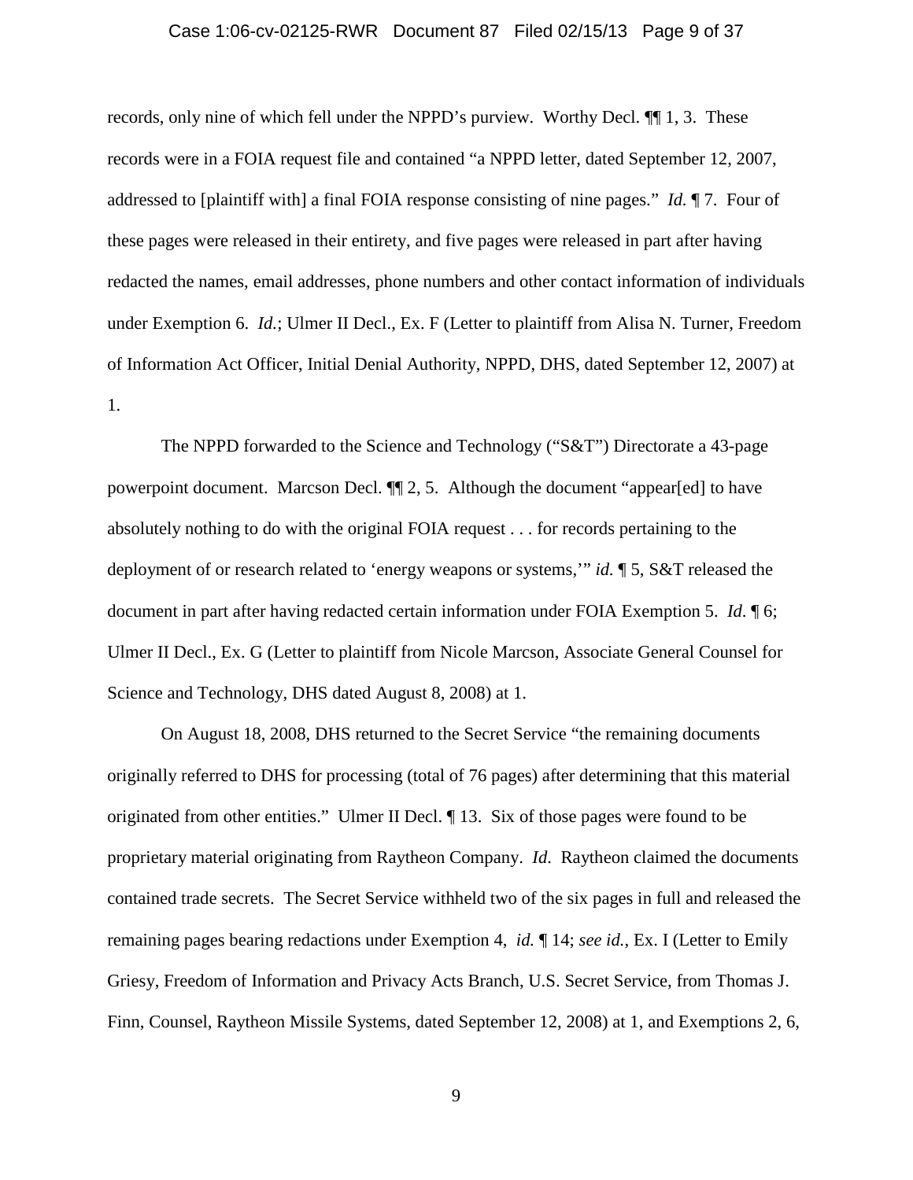records, only nine of which fell under the NPPD's purview. Worthy Decl. ¶¶ 1, 3. These records were in a FOIA request file and contained "a NPPD letter, dated September 12, 2007, addressed to [plaintiff with] a final FOIA response consisting of nine pages." *Id.* ¶ 7. Four of these pages were released in their entirety, and five pages were released in part after having redacted the names, email addresses, phone numbers and other contact information of individuals under Exemption 6. *Id.*; Ulmer II Decl., Ex. F (Letter to plaintiff from Alisa N. Turner, Freedom of Information Act Officer, Initial Denial Authority, NPPD, DHS, dated September 12, 2007) at 1.

The NPPD forwarded to the Science and Technology ("S&T") Directorate a 43-page powerpoint document. Marcson Decl. ¶¶ 2, 5. Although the document "appear[ed] to have absolutely nothing to do with the original FOIA request . . . for records pertaining to the deployment of or research related to 'energy weapons or systems,'" *id.* ¶ 5, S&T released the document in part after having redacted certain information under FOIA Exemption 5. *Id*. ¶ 6; Ulmer II Decl., Ex. G (Letter to plaintiff from Nicole Marcson, Associate General Counsel for Science and Technology, DHS dated August 8, 2008) at 1.

On August 18, 2008, DHS returned to the Secret Service "the remaining documents originally referred to DHS for processing (total of 76 pages) after determining that this material originated from other entities." Ulmer II Decl. ¶ 13. Six of those pages were found to be proprietary material originating from Raytheon Company. *Id*. Raytheon claimed the documents contained trade secrets. The Secret Service withheld two of the six pages in full and released the remaining pages bearing redactions under Exemption 4, *id.* ¶ 14; *see id.*, Ex. I (Letter to Emily Griesy, Freedom of Information and Privacy Acts Branch, U.S. Secret Service, from Thomas J. Finn, Counsel, Raytheon Missile Systems, dated September 12, 2008) at 1, and Exemptions 2, 6,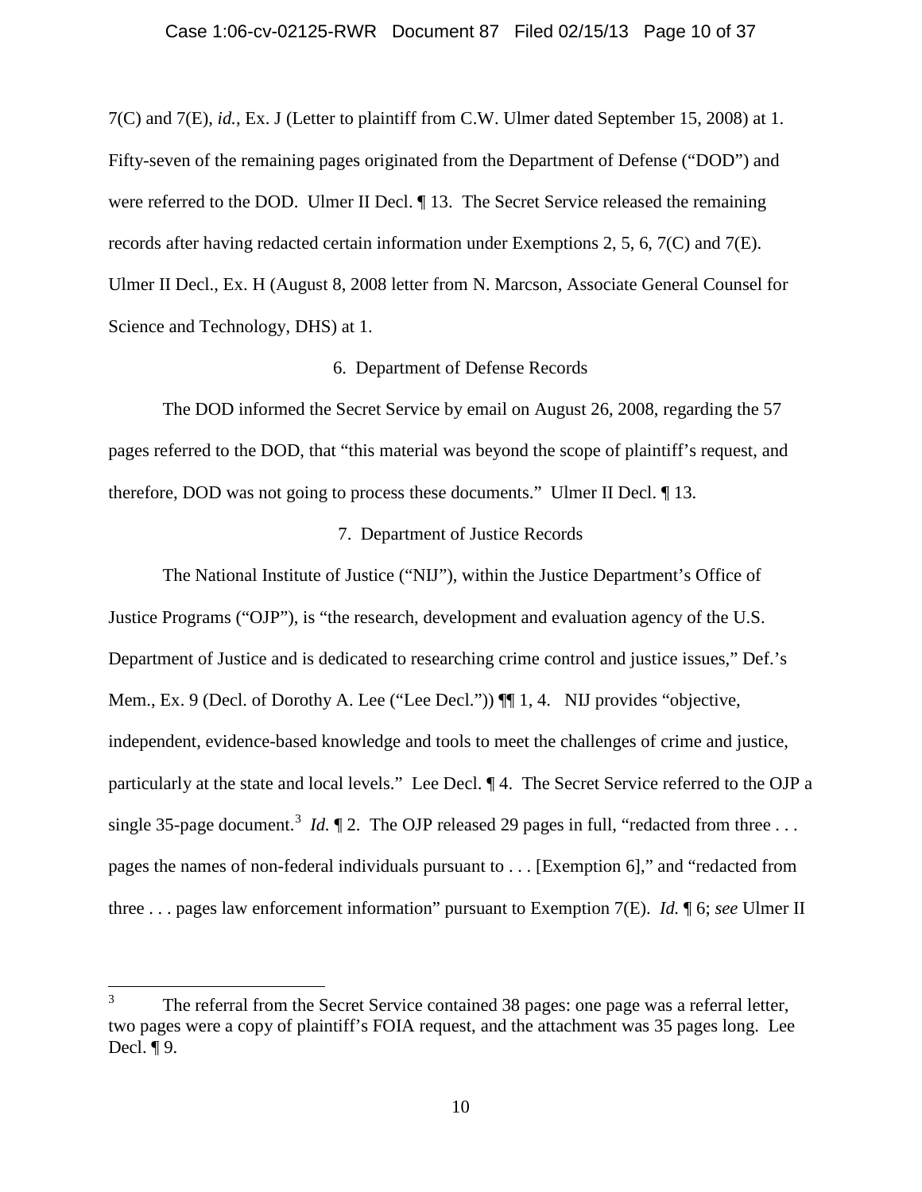7(C) and 7(E), *id.*, Ex. J (Letter to plaintiff from C.W. Ulmer dated September 15, 2008) at 1. Fifty-seven of the remaining pages originated from the Department of Defense ("DOD") and were referred to the DOD. Ulmer II Decl. ¶ 13. The Secret Service released the remaining records after having redacted certain information under Exemptions 2, 5, 6, 7(C) and 7(E). Ulmer II Decl., Ex. H (August 8, 2008 letter from N. Marcson, Associate General Counsel for Science and Technology, DHS) at 1.

6. Department of Defense Records

The DOD informed the Secret Service by email on August 26, 2008, regarding the 57 pages referred to the DOD, that "this material was beyond the scope of plaintiff's request, and therefore, DOD was not going to process these documents." Ulmer II Decl. ¶ 13.

7. Department of Justice Records

The National Institute of Justice ("NIJ"), within the Justice Department's Office of Justice Programs ("OJP"), is "the research, development and evaluation agency of the U.S. Department of Justice and is dedicated to researching crime control and justice issues," Def.'s Mem., Ex. 9 (Decl. of Dorothy A. Lee ("Lee Decl.")) ¶¶ 1, 4. NIJ provides "objective, independent, evidence-based knowledge and tools to meet the challenges of crime and justice, particularly at the state and local levels." Lee Decl. ¶ 4. The Secret Service referred to the OJP a single 35-page document.[3] *Id.* ¶ 2. The OJP released 29 pages in full, "redacted from three . . . pages the names of non-federal individuals pursuant to . . . [Exemption 6]," and "redacted from three . . . pages law enforcement information" pursuant to Exemption 7(E). *Id.* ¶ 6; *see* Ulmer II

[3] The referral from the Secret Service contained 38 pages: one page was a referral letter, two pages were a copy of plaintiff's FOIA request, and the attachment was 35 pages long. Lee Decl. ¶ 9.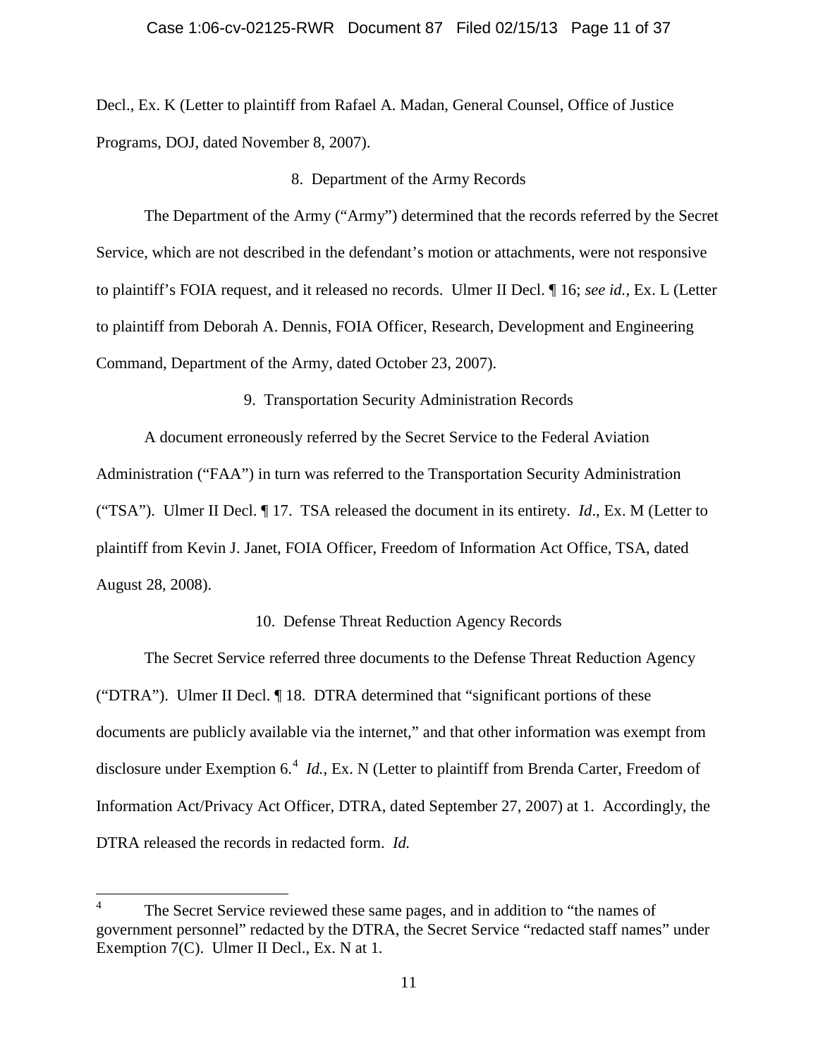Decl., Ex. K (Letter to plaintiff from Rafael A. Madan, General Counsel, Office of Justice Programs, DOJ, dated November 8, 2007).

8. Department of the Army Records

The Department of the Army ("Army") determined that the records referred by the Secret Service, which are not described in the defendant's motion or attachments, were not responsive to plaintiff's FOIA request, and it released no records. Ulmer II Decl. ¶ 16; *see id.*, Ex. L (Letter to plaintiff from Deborah A. Dennis, FOIA Officer, Research, Development and Engineering Command, Department of the Army, dated October 23, 2007).

9. Transportation Security Administration Records

A document erroneously referred by the Secret Service to the Federal Aviation Administration ("FAA") in turn was referred to the Transportation Security Administration ("TSA"). Ulmer II Decl. ¶ 17. TSA released the document in its entirety. *Id*., Ex. M (Letter to plaintiff from Kevin J. Janet, FOIA Officer, Freedom of Information Act Office, TSA, dated August 28, 2008).

10. Defense Threat Reduction Agency Records

The Secret Service referred three documents to the Defense Threat Reduction Agency ("DTRA"). Ulmer II Decl. ¶ 18. DTRA determined that "significant portions of these documents are publicly available via the internet," and that other information was exempt from disclosure under Exemption 6.[4] *Id.*, Ex. N (Letter to plaintiff from Brenda Carter, Freedom of Information Act/Privacy Act Officer, DTRA, dated September 27, 2007) at 1. Accordingly, the DTRA released the records in redacted form. *Id.*

---

[4] The Secret Service reviewed these same pages, and in addition to "the names of government personnel" redacted by the DTRA, the Secret Service "redacted staff names" under Exemption 7(C). Ulmer II Decl., Ex. N at 1.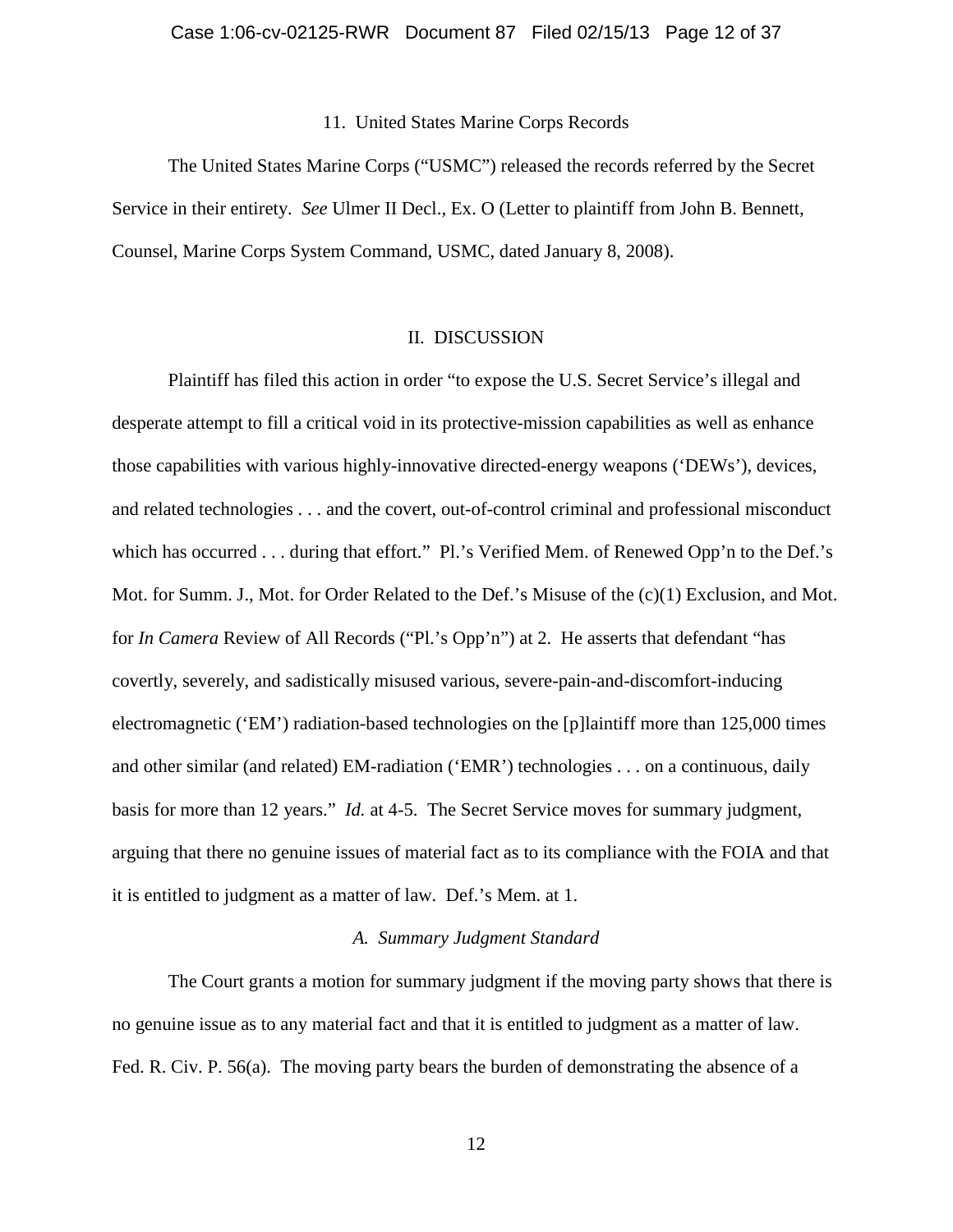### 11. United States Marine Corps Records

The United States Marine Corps ("USMC") released the records referred by the Secret Service in their entirety. *See* Ulmer II Decl., Ex. O (Letter to plaintiff from John B. Bennett, Counsel, Marine Corps System Command, USMC, dated January 8, 2008).

## II. DISCUSSION

Plaintiff has filed this action in order "to expose the U.S. Secret Service's illegal and desperate attempt to fill a critical void in its protective-mission capabilities as well as enhance those capabilities with various highly-innovative directed-energy weapons ('DEWs'), devices, and related technologies . . . and the covert, out-of-control criminal and professional misconduct which has occurred . . . during that effort." Pl.'s Verified Mem. of Renewed Opp'n to the Def.'s Mot. for Summ. J., Mot. for Order Related to the Def.'s Misuse of the (c)(1) Exclusion, and Mot. for *In Camera* Review of All Records ("Pl.'s Opp'n") at 2. He asserts that defendant "has covertly, severely, and sadistically misused various, severe-pain-and-discomfort-inducing electromagnetic ('EM') radiation-based technologies on the [p]laintiff more than 125,000 times and other similar (and related) EM-radiation ('EMR') technologies . . . on a continuous, daily basis for more than 12 years." *Id.* at 4-5. The Secret Service moves for summary judgment, arguing that there no genuine issues of material fact as to its compliance with the FOIA and that it is entitled to judgment as a matter of law. Def.'s Mem. at 1.

### *A. Summary Judgment Standard*

The Court grants a motion for summary judgment if the moving party shows that there is no genuine issue as to any material fact and that it is entitled to judgment as a matter of law. Fed. R. Civ. P. 56(a). The moving party bears the burden of demonstrating the absence of a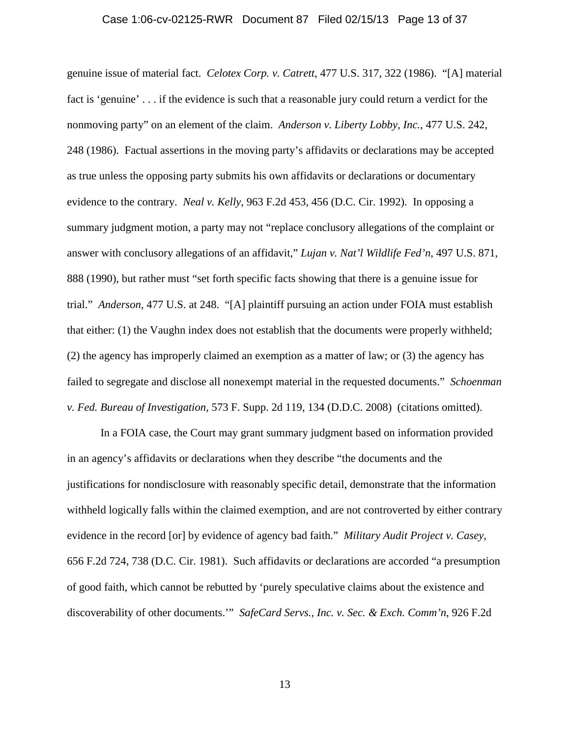genuine issue of material fact. *Celotex Corp. v. Catrett*, 477 U.S. 317, 322 (1986). "[A] material fact is 'genuine' . . . if the evidence is such that a reasonable jury could return a verdict for the nonmoving party" on an element of the claim. *Anderson v. Liberty Lobby, Inc.*, 477 U.S. 242, 248 (1986). Factual assertions in the moving party's affidavits or declarations may be accepted as true unless the opposing party submits his own affidavits or declarations or documentary evidence to the contrary. *Neal v. Kelly*, 963 F.2d 453, 456 (D.C. Cir. 1992). In opposing a summary judgment motion, a party may not "replace conclusory allegations of the complaint or answer with conclusory allegations of an affidavit," *Lujan v. Nat'l Wildlife Fed'n*, 497 U.S. 871, 888 (1990), but rather must "set forth specific facts showing that there is a genuine issue for trial." *Anderson*, 477 U.S. at 248. "[A] plaintiff pursuing an action under FOIA must establish that either: (1) the Vaughn index does not establish that the documents were properly withheld; (2) the agency has improperly claimed an exemption as a matter of law; or (3) the agency has failed to segregate and disclose all nonexempt material in the requested documents." *Schoenman v. Fed. Bureau of Investigation*, 573 F. Supp. 2d 119, 134 (D.D.C. 2008) (citations omitted).

In a FOIA case, the Court may grant summary judgment based on information provided in an agency's affidavits or declarations when they describe "the documents and the justifications for nondisclosure with reasonably specific detail, demonstrate that the information withheld logically falls within the claimed exemption, and are not controverted by either contrary evidence in the record [or] by evidence of agency bad faith." *Military Audit Project v. Casey*, 656 F.2d 724, 738 (D.C. Cir. 1981). Such affidavits or declarations are accorded "a presumption of good faith, which cannot be rebutted by 'purely speculative claims about the existence and discoverability of other documents.'" *SafeCard Servs., Inc. v. Sec. & Exch. Comm'n*, 926 F.2d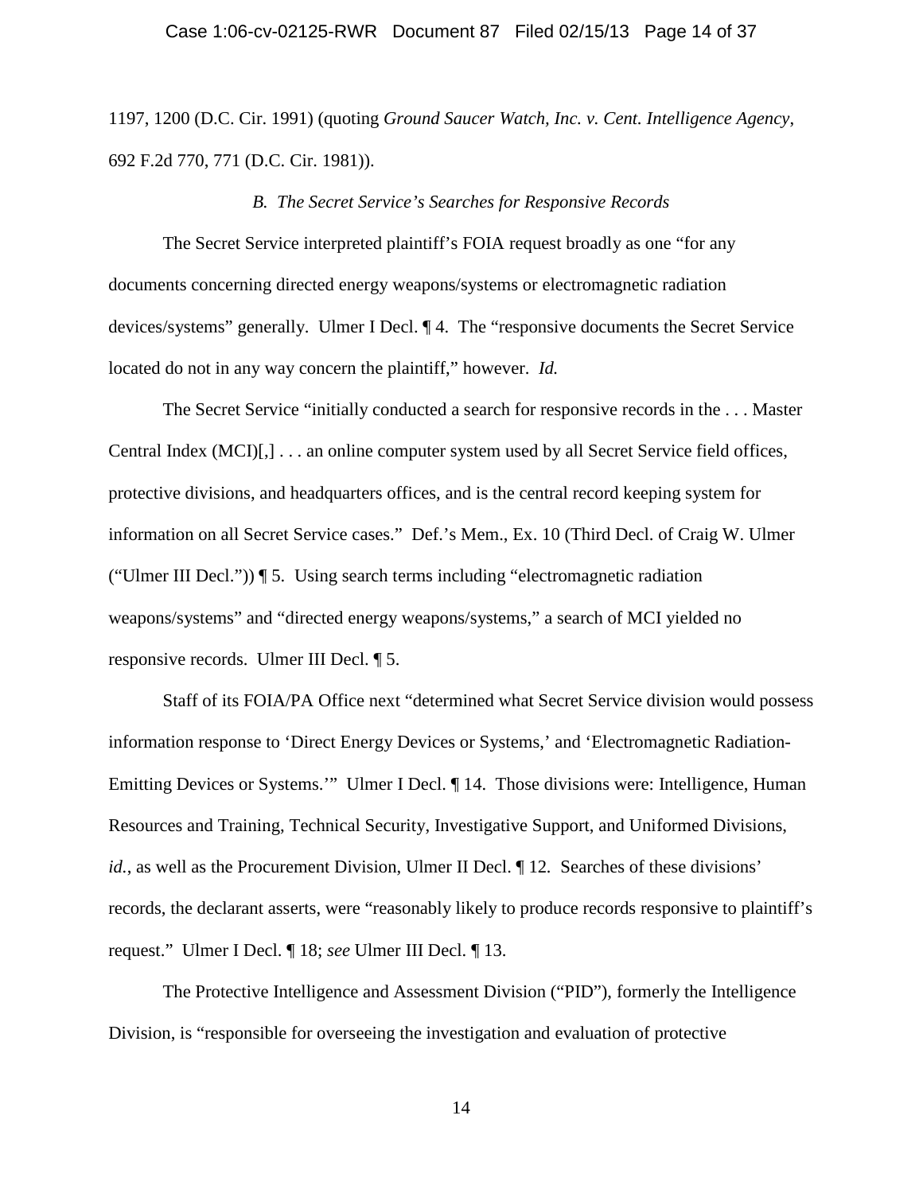1197, 1200 (D.C. Cir. 1991) (quoting *Ground Saucer Watch, Inc. v. Cent. Intelligence Agency*, 692 F.2d 770, 771 (D.C. Cir. 1981)).

*B. The Secret Service's Searches for Responsive Records*

The Secret Service interpreted plaintiff's FOIA request broadly as one "for any documents concerning directed energy weapons/systems or electromagnetic radiation devices/systems" generally. Ulmer I Decl. ¶ 4. The "responsive documents the Secret Service located do not in any way concern the plaintiff," however. *Id.*

The Secret Service "initially conducted a search for responsive records in the . . . Master Central Index (MCI)[,] . . . an online computer system used by all Secret Service field offices, protective divisions, and headquarters offices, and is the central record keeping system for information on all Secret Service cases." Def.'s Mem., Ex. 10 (Third Decl. of Craig W. Ulmer ("Ulmer III Decl.")) ¶ 5. Using search terms including "electromagnetic radiation weapons/systems" and "directed energy weapons/systems," a search of MCI yielded no responsive records. Ulmer III Decl. ¶ 5.

Staff of its FOIA/PA Office next "determined what Secret Service division would possess information response to 'Direct Energy Devices or Systems,' and 'Electromagnetic Radiation-Emitting Devices or Systems.'" Ulmer I Decl. ¶ 14. Those divisions were: Intelligence, Human Resources and Training, Technical Security, Investigative Support, and Uniformed Divisions, *id.*, as well as the Procurement Division, Ulmer II Decl. ¶ 12. Searches of these divisions' records, the declarant asserts, were "reasonably likely to produce records responsive to plaintiff's request." Ulmer I Decl. ¶ 18; *see* Ulmer III Decl. ¶ 13.

The Protective Intelligence and Assessment Division ("PID"), formerly the Intelligence Division, is "responsible for overseeing the investigation and evaluation of protective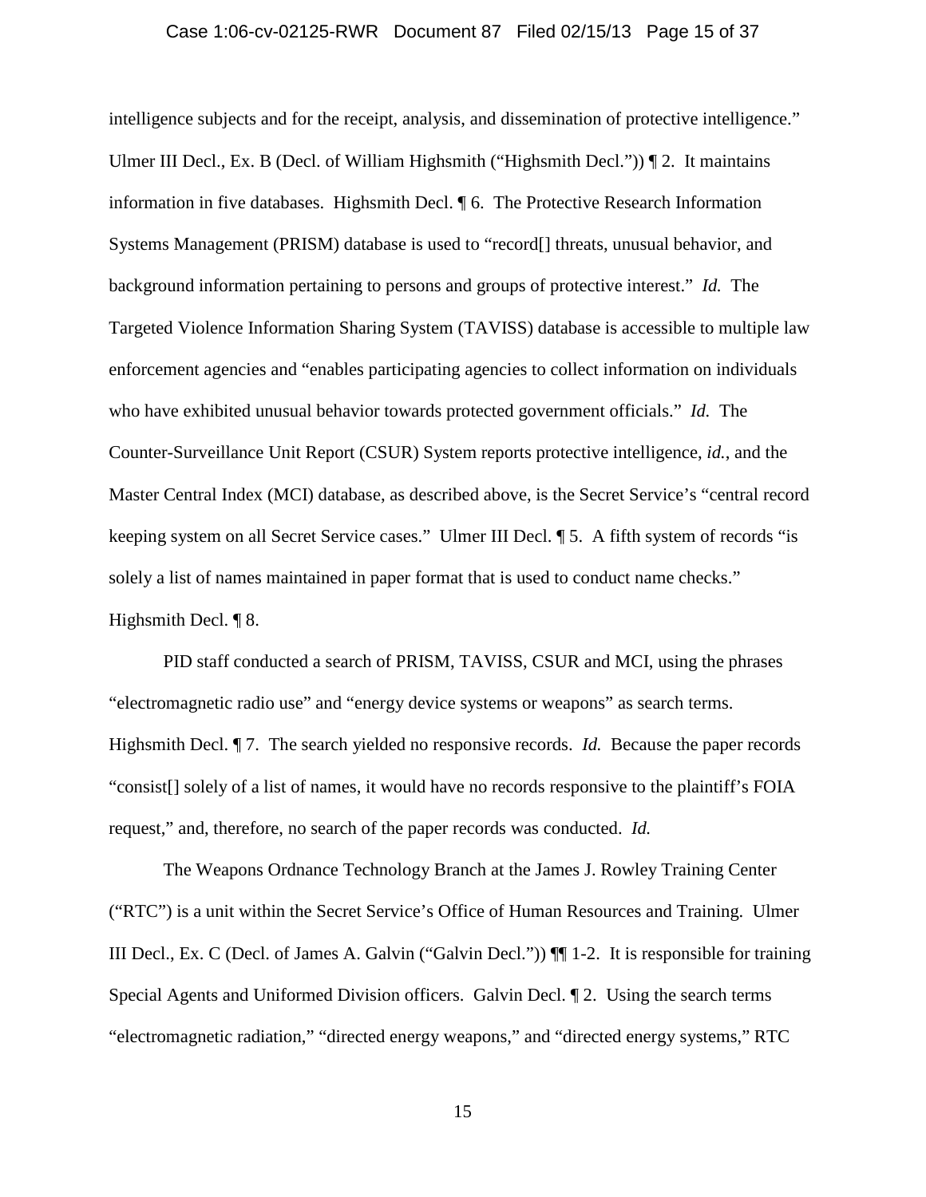intelligence subjects and for the receipt, analysis, and dissemination of protective intelligence." Ulmer III Decl., Ex. B (Decl. of William Highsmith ("Highsmith Decl.")) ¶ 2. It maintains information in five databases. Highsmith Decl. ¶ 6. The Protective Research Information Systems Management (PRISM) database is used to "record[] threats, unusual behavior, and background information pertaining to persons and groups of protective interest." *Id.* The Targeted Violence Information Sharing System (TAVISS) database is accessible to multiple law enforcement agencies and "enables participating agencies to collect information on individuals who have exhibited unusual behavior towards protected government officials." *Id.* The Counter-Surveillance Unit Report (CSUR) System reports protective intelligence, *id.*, and the Master Central Index (MCI) database, as described above, is the Secret Service's "central record keeping system on all Secret Service cases." Ulmer III Decl. ¶ 5. A fifth system of records "is solely a list of names maintained in paper format that is used to conduct name checks." Highsmith Decl. ¶ 8.

PID staff conducted a search of PRISM, TAVISS, CSUR and MCI, using the phrases "electromagnetic radio use" and "energy device systems or weapons" as search terms. Highsmith Decl. ¶ 7. The search yielded no responsive records. *Id.* Because the paper records "consist[] solely of a list of names, it would have no records responsive to the plaintiff's FOIA request," and, therefore, no search of the paper records was conducted. *Id.*

The Weapons Ordnance Technology Branch at the James J. Rowley Training Center ("RTC") is a unit within the Secret Service's Office of Human Resources and Training. Ulmer III Decl., Ex. C (Decl. of James A. Galvin ("Galvin Decl.")) ¶¶ 1-2. It is responsible for training Special Agents and Uniformed Division officers. Galvin Decl. ¶ 2. Using the search terms "electromagnetic radiation," "directed energy weapons," and "directed energy systems," RTC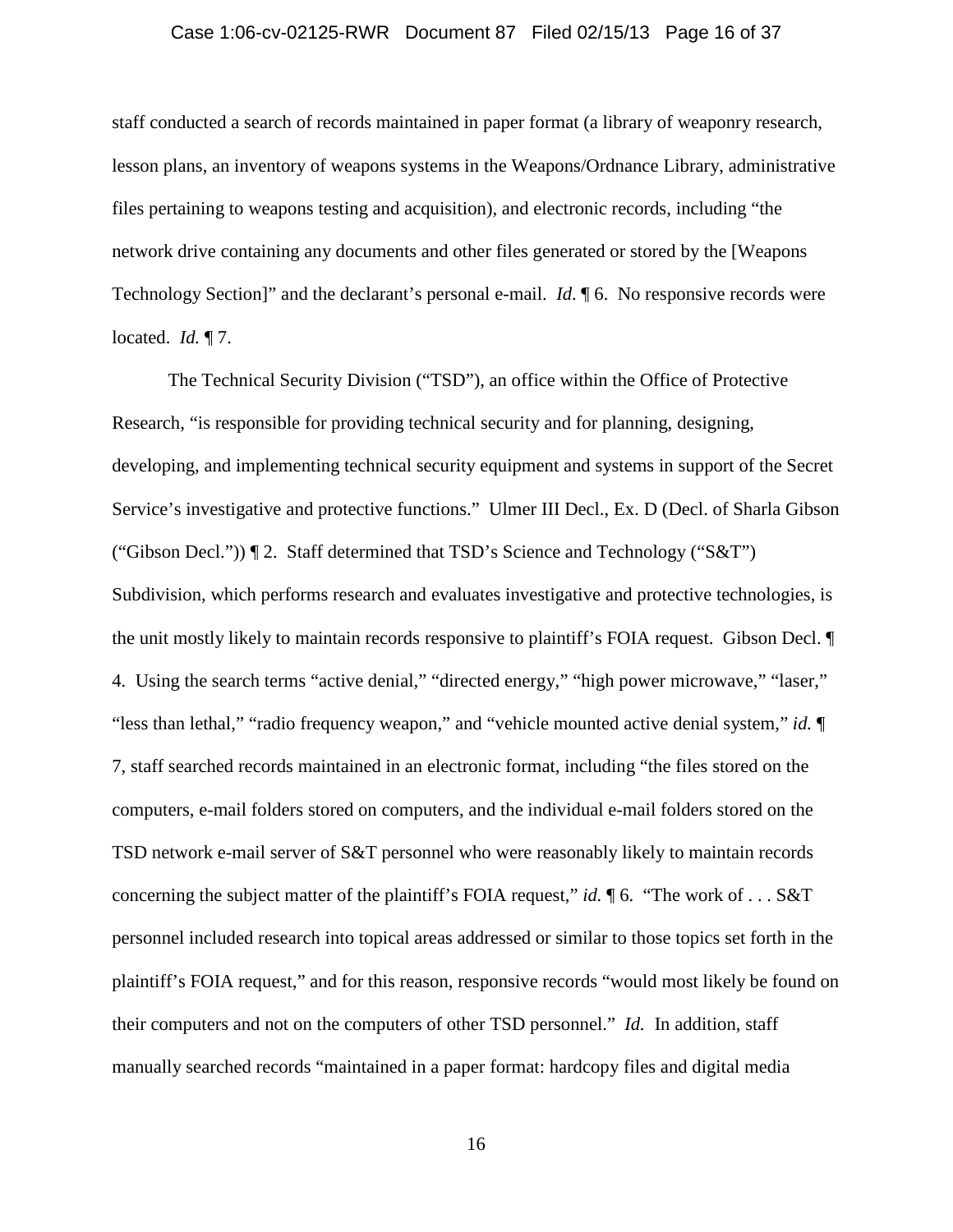staff conducted a search of records maintained in paper format (a library of weaponry research, lesson plans, an inventory of weapons systems in the Weapons/Ordnance Library, administrative files pertaining to weapons testing and acquisition), and electronic records, including "the network drive containing any documents and other files generated or stored by the [Weapons Technology Section]" and the declarant's personal e-mail. *Id*. ¶ 6. No responsive records were located. *Id.* ¶ 7.

The Technical Security Division ("TSD"), an office within the Office of Protective Research, "is responsible for providing technical security and for planning, designing, developing, and implementing technical security equipment and systems in support of the Secret Service's investigative and protective functions." Ulmer III Decl., Ex. D (Decl. of Sharla Gibson ("Gibson Decl.")) ¶ 2. Staff determined that TSD's Science and Technology ("S&T") Subdivision, which performs research and evaluates investigative and protective technologies, is the unit mostly likely to maintain records responsive to plaintiff's FOIA request. Gibson Decl. ¶ 4. Using the search terms "active denial," "directed energy," "high power microwave," "laser," "less than lethal," "radio frequency weapon," and "vehicle mounted active denial system," *id.* ¶ 7, staff searched records maintained in an electronic format, including "the files stored on the computers, e-mail folders stored on computers, and the individual e-mail folders stored on the TSD network e-mail server of S&T personnel who were reasonably likely to maintain records concerning the subject matter of the plaintiff's FOIA request," *id.* ¶ 6. "The work of . . . S&T personnel included research into topical areas addressed or similar to those topics set forth in the plaintiff's FOIA request," and for this reason, responsive records "would most likely be found on their computers and not on the computers of other TSD personnel." *Id.* In addition, staff manually searched records "maintained in a paper format: hardcopy files and digital media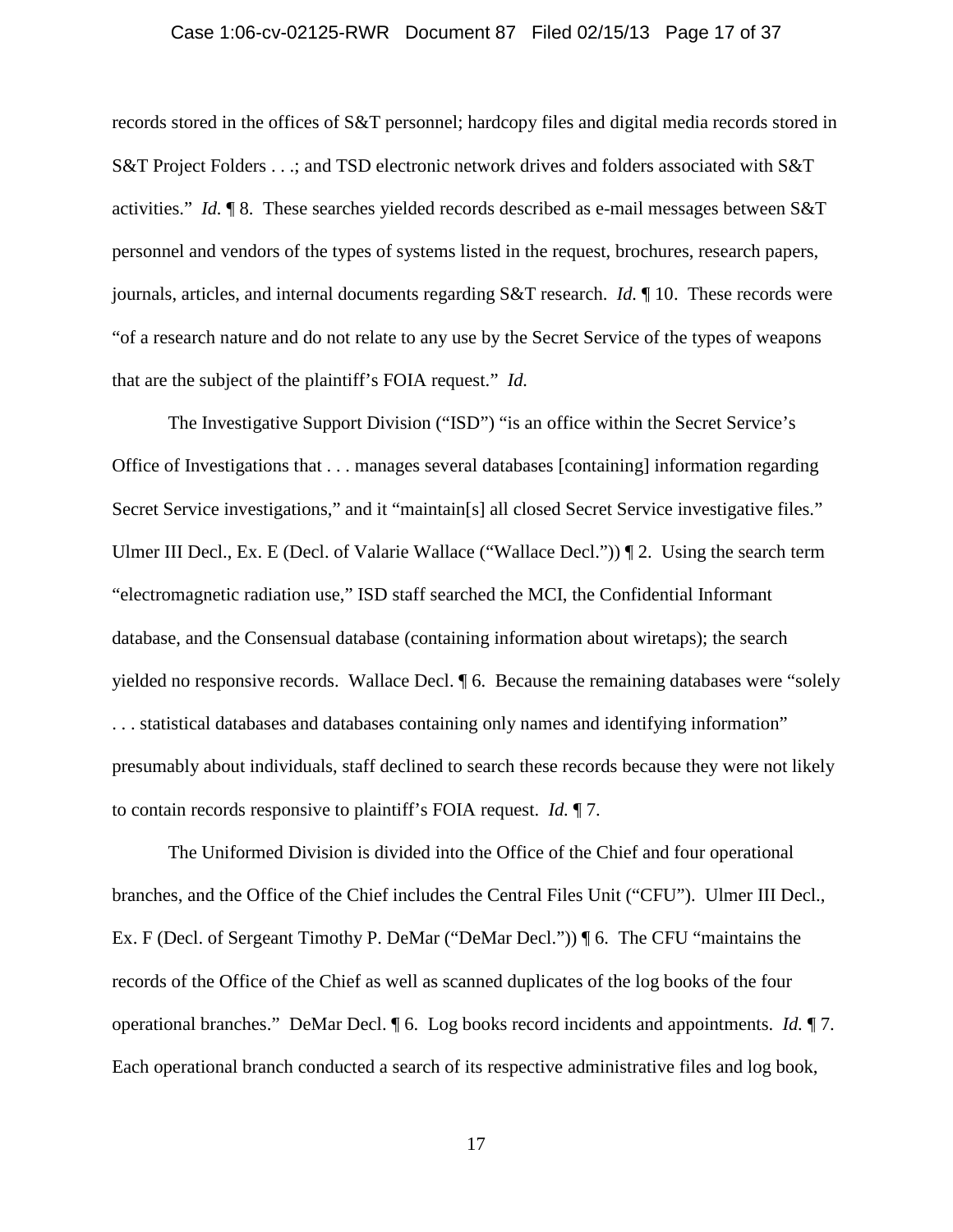records stored in the offices of S&T personnel; hardcopy files and digital media records stored in S&T Project Folders . . .; and TSD electronic network drives and folders associated with S&T activities." *Id.* ¶ 8. These searches yielded records described as e-mail messages between S&T personnel and vendors of the types of systems listed in the request, brochures, research papers, journals, articles, and internal documents regarding S&T research. *Id.* ¶ 10. These records were "of a research nature and do not relate to any use by the Secret Service of the types of weapons that are the subject of the plaintiff's FOIA request." *Id.*

The Investigative Support Division ("ISD") "is an office within the Secret Service's Office of Investigations that . . . manages several databases [containing] information regarding Secret Service investigations," and it "maintain[s] all closed Secret Service investigative files." Ulmer III Decl., Ex. E (Decl. of Valarie Wallace ("Wallace Decl.")) ¶ 2. Using the search term "electromagnetic radiation use," ISD staff searched the MCI, the Confidential Informant database, and the Consensual database (containing information about wiretaps); the search yielded no responsive records. Wallace Decl. ¶ 6. Because the remaining databases were "solely . . . statistical databases and databases containing only names and identifying information" presumably about individuals, staff declined to search these records because they were not likely to contain records responsive to plaintiff's FOIA request. *Id.* ¶ 7.

The Uniformed Division is divided into the Office of the Chief and four operational branches, and the Office of the Chief includes the Central Files Unit ("CFU"). Ulmer III Decl., Ex. F (Decl. of Sergeant Timothy P. DeMar ("DeMar Decl.")) ¶ 6. The CFU "maintains the records of the Office of the Chief as well as scanned duplicates of the log books of the four operational branches." DeMar Decl. ¶ 6. Log books record incidents and appointments. *Id.* ¶ 7. Each operational branch conducted a search of its respective administrative files and log book,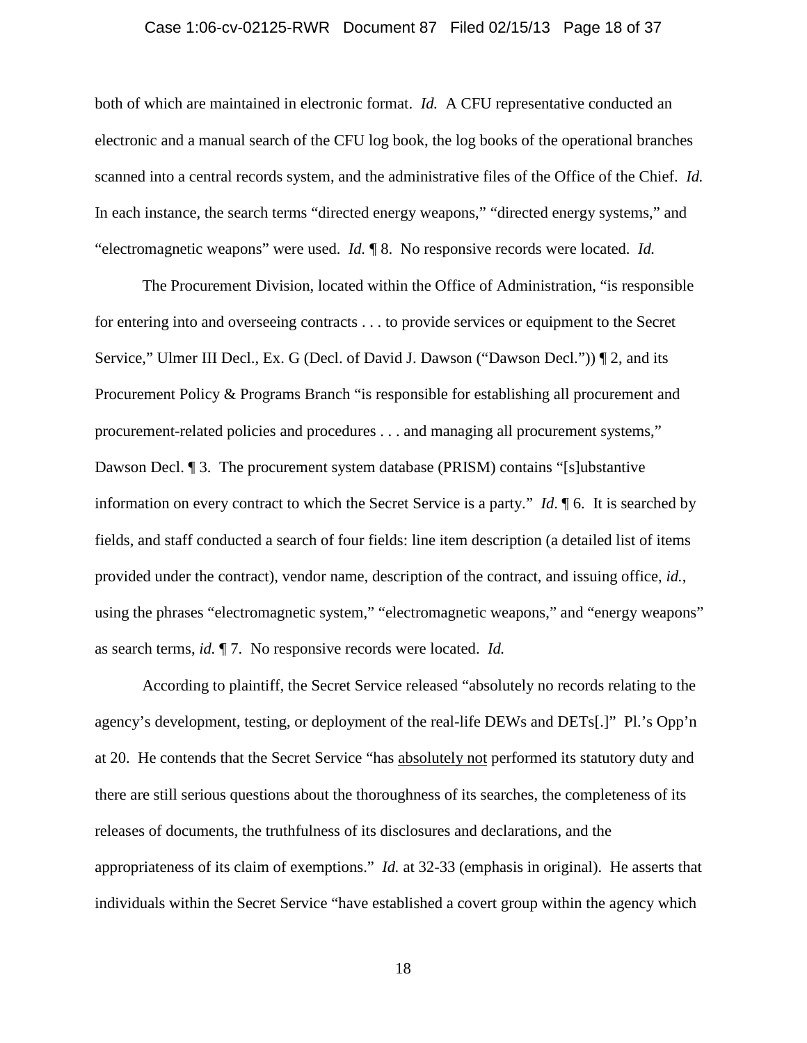both of which are maintained in electronic format. *Id.* A CFU representative conducted an electronic and a manual search of the CFU log book, the log books of the operational branches scanned into a central records system, and the administrative files of the Office of the Chief. *Id.* In each instance, the search terms "directed energy weapons," "directed energy systems," and "electromagnetic weapons" were used. *Id.* ¶ 8. No responsive records were located. *Id.*

The Procurement Division, located within the Office of Administration, "is responsible for entering into and overseeing contracts . . . to provide services or equipment to the Secret Service," Ulmer III Decl., Ex. G (Decl. of David J. Dawson ("Dawson Decl.")) ¶ 2, and its Procurement Policy & Programs Branch "is responsible for establishing all procurement and procurement-related policies and procedures . . . and managing all procurement systems," Dawson Decl. ¶ 3. The procurement system database (PRISM) contains "[s]ubstantive information on every contract to which the Secret Service is a party." *Id*. ¶ 6. It is searched by fields, and staff conducted a search of four fields: line item description (a detailed list of items provided under the contract), vendor name, description of the contract, and issuing office, *id.*, using the phrases "electromagnetic system," "electromagnetic weapons," and "energy weapons" as search terms, *id.* ¶ 7. No responsive records were located. *Id.*

According to plaintiff, the Secret Service released "absolutely no records relating to the agency's development, testing, or deployment of the real-life DEWs and DETs[.]" Pl.'s Opp'n at 20. He contends that the Secret Service "has <u>absolutely not</u> performed its statutory duty and there are still serious questions about the thoroughness of its searches, the completeness of its releases of documents, the truthfulness of its disclosures and declarations, and the appropriateness of its claim of exemptions." *Id.* at 32-33 (emphasis in original). He asserts that individuals within the Secret Service "have established a covert group within the agency which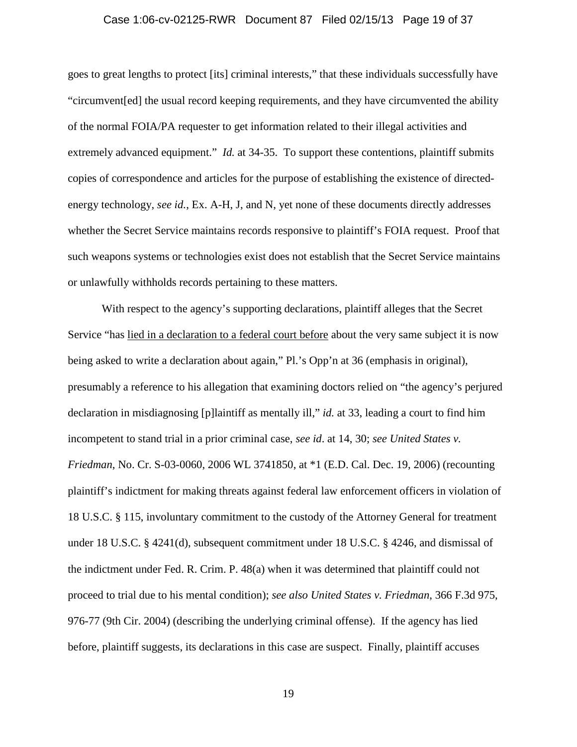goes to great lengths to protect [its] criminal interests," that these individuals successfully have "circumvent[ed] the usual record keeping requirements, and they have circumvented the ability of the normal FOIA/PA requester to get information related to their illegal activities and extremely advanced equipment." *Id.* at 34-35. To support these contentions, plaintiff submits copies of correspondence and articles for the purpose of establishing the existence of directed-energy technology, *see id.*, Ex. A-H, J, and N, yet none of these documents directly addresses whether the Secret Service maintains records responsive to plaintiff's FOIA request. Proof that such weapons systems or technologies exist does not establish that the Secret Service maintains or unlawfully withholds records pertaining to these matters.

With respect to the agency's supporting declarations, plaintiff alleges that the Secret Service "has <u>lied in a declaration to a federal court before</u> about the very same subject it is now being asked to write a declaration about again," Pl.'s Opp'n at 36 (emphasis in original), presumably a reference to his allegation that examining doctors relied on "the agency's perjured declaration in misdiagnosing [p]laintiff as mentally ill," *id.* at 33, leading a court to find him incompetent to stand trial in a prior criminal case, *see id*. at 14, 30; *see United States v. Friedman*, No. Cr. S-03-0060, 2006 WL 3741850, at *1 (E.D. Cal. Dec. 19, 2006) (recounting plaintiff's indictment for making threats against federal law enforcement officers in violation of 18 U.S.C. § 115, involuntary commitment to the custody of the Attorney General for treatment under 18 U.S.C. § 4241(d), subsequent commitment under 18 U.S.C. § 4246, and dismissal of the indictment under Fed. R. Crim. P. 48(a) when it was determined that plaintiff could not proceed to trial due to his mental condition); *see also United States v. Friedman*, 366 F.3d 975, 976-77 (9th Cir. 2004) (describing the underlying criminal offense). If the agency has lied before, plaintiff suggests, its declarations in this case are suspect. Finally, plaintiff accuses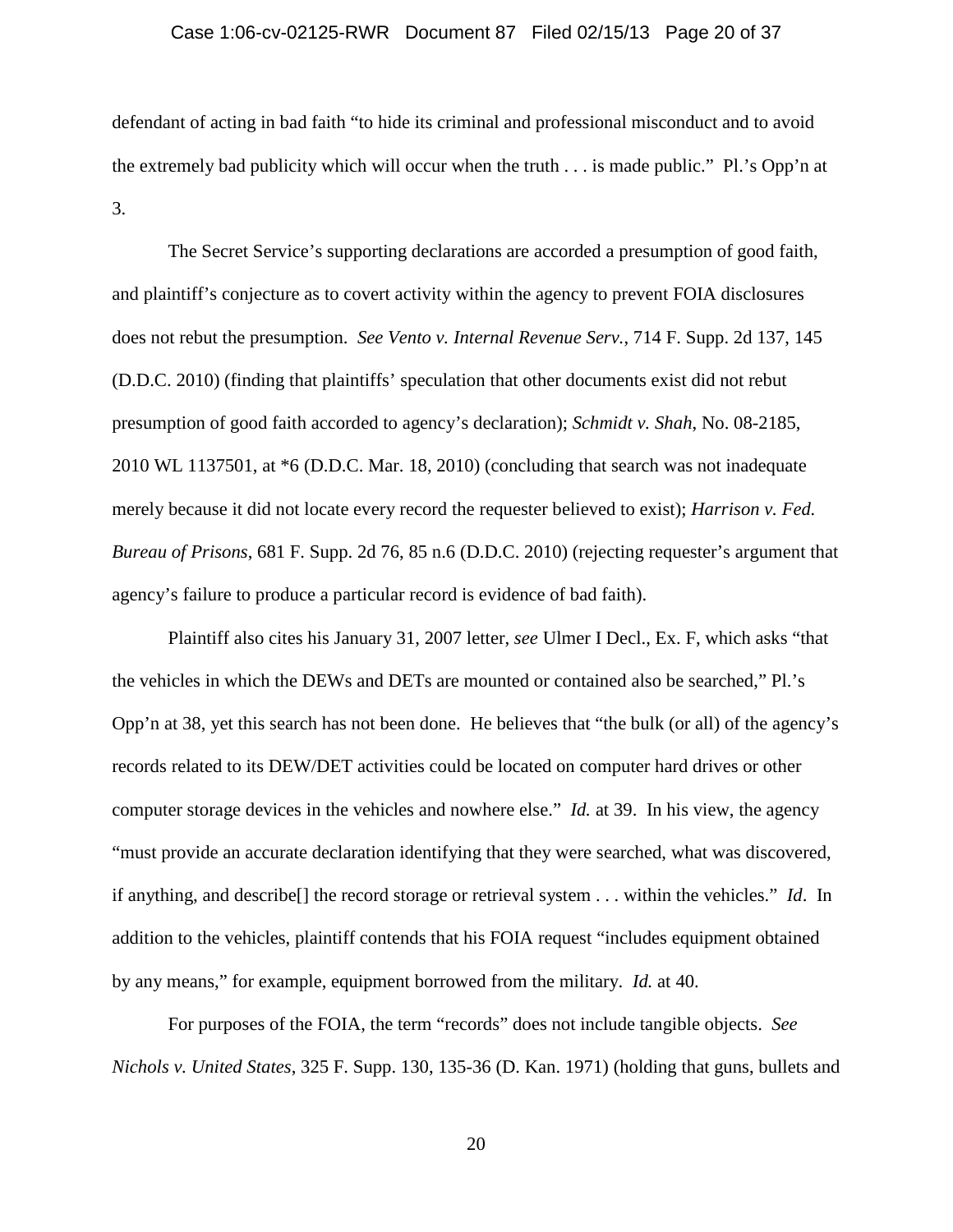defendant of acting in bad faith "to hide its criminal and professional misconduct and to avoid the extremely bad publicity which will occur when the truth . . . is made public." Pl.'s Opp'n at 3.

The Secret Service's supporting declarations are accorded a presumption of good faith, and plaintiff's conjecture as to covert activity within the agency to prevent FOIA disclosures does not rebut the presumption. *See Vento v. Internal Revenue Serv.*, 714 F. Supp. 2d 137, 145 (D.D.C. 2010) (finding that plaintiffs' speculation that other documents exist did not rebut presumption of good faith accorded to agency's declaration); *Schmidt v. Shah*, No. 08-2185, 2010 WL 1137501, at *6 (D.D.C. Mar. 18, 2010) (concluding that search was not inadequate merely because it did not locate every record the requester believed to exist); *Harrison v. Fed. Bureau of Prisons*, 681 F. Supp. 2d 76, 85 n.6 (D.D.C. 2010) (rejecting requester's argument that agency's failure to produce a particular record is evidence of bad faith).

Plaintiff also cites his January 31, 2007 letter, *see* Ulmer I Decl., Ex. F, which asks "that the vehicles in which the DEWs and DETs are mounted or contained also be searched," Pl.'s Opp'n at 38, yet this search has not been done. He believes that "the bulk (or all) of the agency's records related to its DEW/DET activities could be located on computer hard drives or other computer storage devices in the vehicles and nowhere else." *Id.* at 39. In his view, the agency "must provide an accurate declaration identifying that they were searched, what was discovered, if anything, and describe[] the record storage or retrieval system . . . within the vehicles." *Id*. In addition to the vehicles, plaintiff contends that his FOIA request "includes equipment obtained by any means," for example, equipment borrowed from the military. *Id.* at 40.

For purposes of the FOIA, the term "records" does not include tangible objects. *See Nichols v. United States*, 325 F. Supp. 130, 135-36 (D. Kan. 1971) (holding that guns, bullets and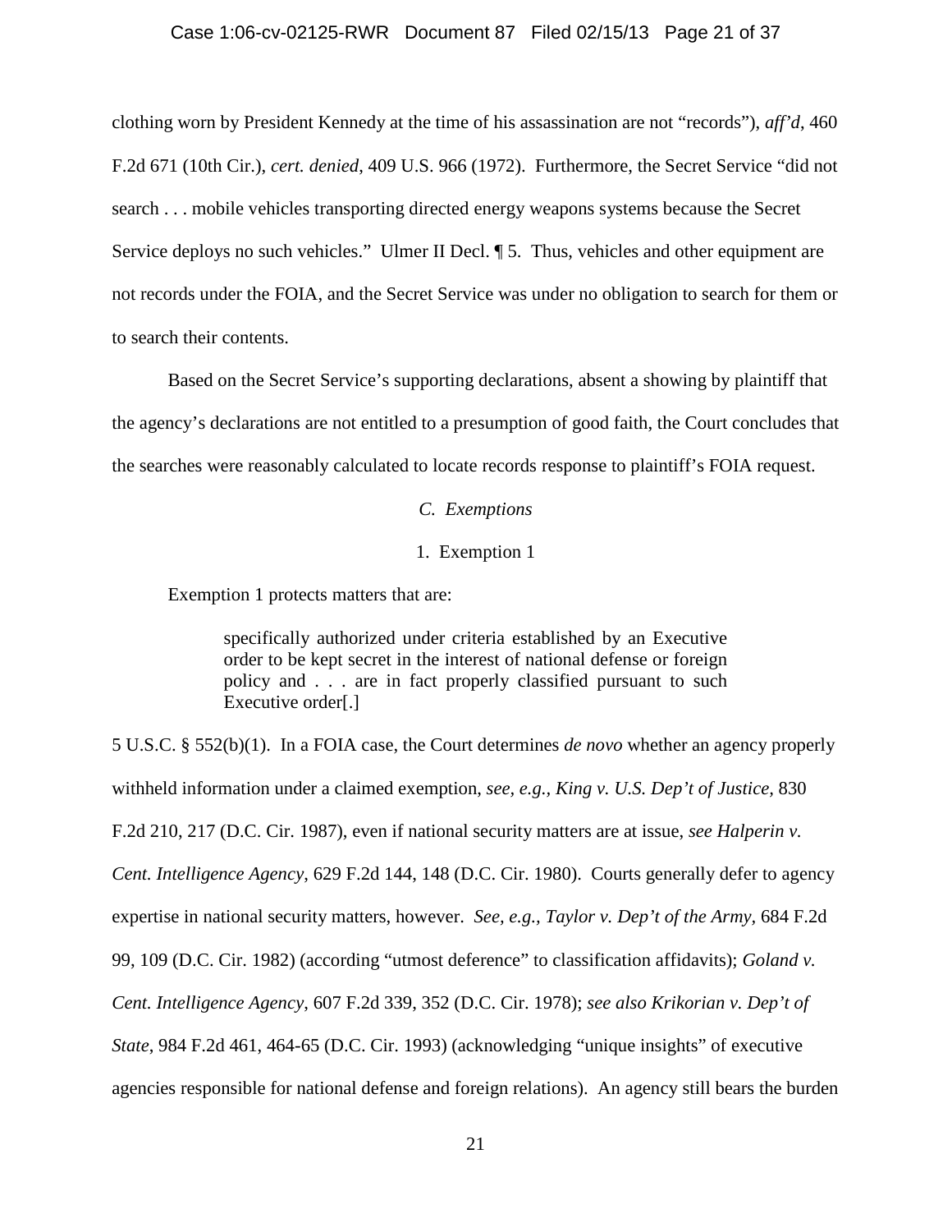clothing worn by President Kennedy at the time of his assassination are not "records"), *aff'd*, 460 F.2d 671 (10th Cir.), *cert. denied*, 409 U.S. 966 (1972). Furthermore, the Secret Service "did not search . . . mobile vehicles transporting directed energy weapons systems because the Secret Service deploys no such vehicles." Ulmer II Decl. ¶ 5. Thus, vehicles and other equipment are not records under the FOIA, and the Secret Service was under no obligation to search for them or to search their contents.

Based on the Secret Service's supporting declarations, absent a showing by plaintiff that the agency's declarations are not entitled to a presumption of good faith, the Court concludes that the searches were reasonably calculated to locate records response to plaintiff's FOIA request.

### *C. Exemptions*

#### 1. Exemption 1

Exemption 1 protects matters that are:

> specifically authorized under criteria established by an Executive order to be kept secret in the interest of national defense or foreign policy and . . . are in fact properly classified pursuant to such Executive order[.]

5 U.S.C. § 552(b)(1). In a FOIA case, the Court determines *de novo* whether an agency properly withheld information under a claimed exemption, *see, e.g.*, *King v. U.S. Dep't of Justice,* 830 F.2d 210, 217 (D.C. Cir. 1987), even if national security matters are at issue, *see Halperin v. Cent. Intelligence Agency*, 629 F.2d 144, 148 (D.C. Cir. 1980). Courts generally defer to agency expertise in national security matters, however. *See, e.g., Taylor v. Dep't of the Army,* 684 F.2d 99, 109 (D.C. Cir. 1982) (according "utmost deference" to classification affidavits); *Goland v. Cent. Intelligence Agency*, 607 F.2d 339, 352 (D.C. Cir. 1978); *see also Krikorian v. Dep't of State*, 984 F.2d 461, 464-65 (D.C. Cir. 1993) (acknowledging "unique insights" of executive agencies responsible for national defense and foreign relations). An agency still bears the burden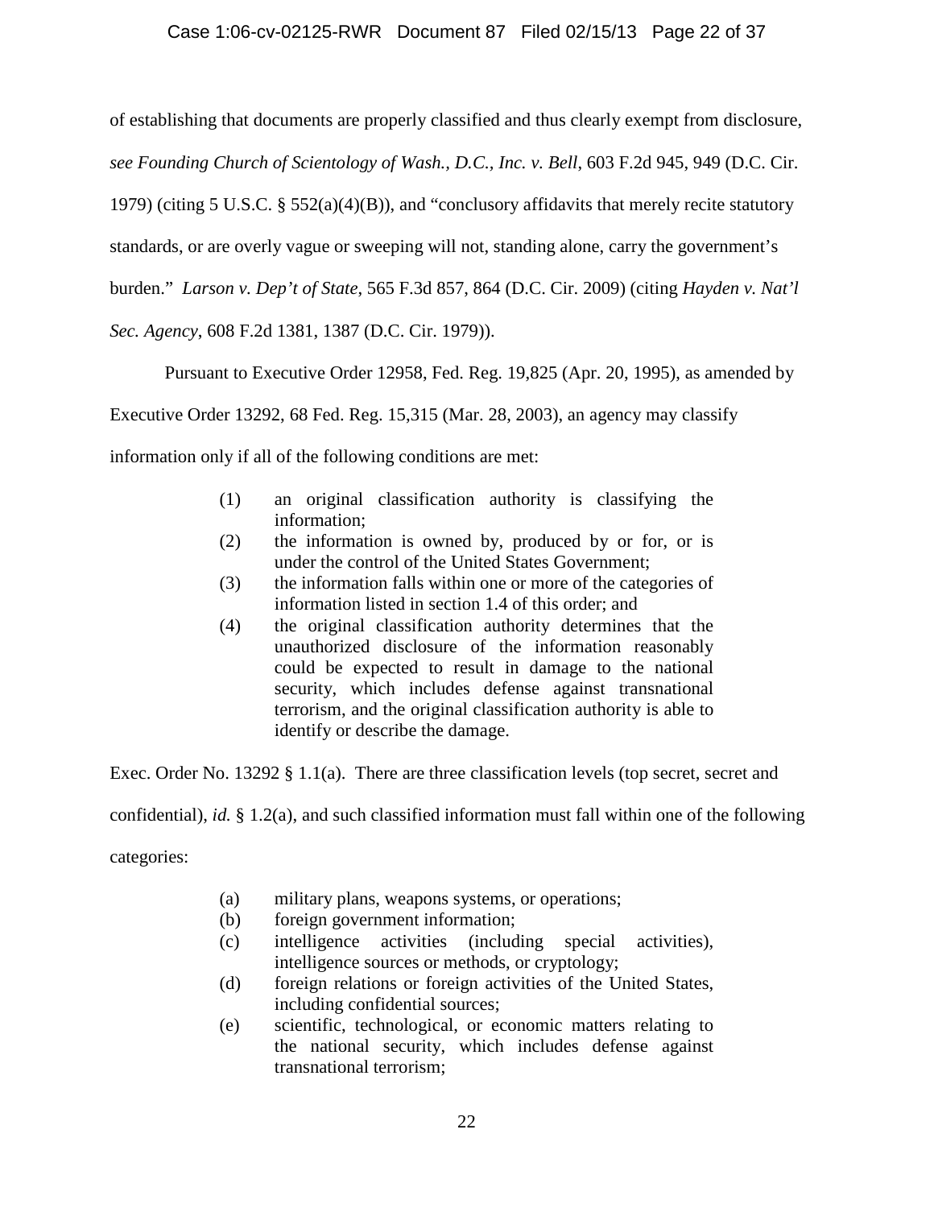of establishing that documents are properly classified and thus clearly exempt from disclosure, *see Founding Church of Scientology of Wash., D.C., Inc. v. Bell*, 603 F.2d 945, 949 (D.C. Cir. 1979) (citing 5 U.S.C. § 552(a)(4)(B)), and "conclusory affidavits that merely recite statutory standards, or are overly vague or sweeping will not, standing alone, carry the government's burden." *Larson v. Dep't of State*, 565 F.3d 857, 864 (D.C. Cir. 2009) (citing *Hayden v. Nat'l Sec. Agency*, 608 F.2d 1381, 1387 (D.C. Cir. 1979)).

Pursuant to Executive Order 12958, Fed. Reg. 19,825 (Apr. 20, 1995), as amended by Executive Order 13292, 68 Fed. Reg. 15,315 (Mar. 28, 2003), an agency may classify information only if all of the following conditions are met:

> (1) an original classification authority is classifying the information;
>
> (2) the information is owned by, produced by or for, or is under the control of the United States Government;
>
> (3) the information falls within one or more of the categories of information listed in section 1.4 of this order; and
>
> (4) the original classification authority determines that the unauthorized disclosure of the information reasonably could be expected to result in damage to the national security, which includes defense against transnational terrorism, and the original classification authority is able to identify or describe the damage.

Exec. Order No. 13292 § 1.1(a). There are three classification levels (top secret, secret and confidential), *id.* § 1.2(a), and such classified information must fall within one of the following categories:

> (a) military plans, weapons systems, or operations;
>
> (b) foreign government information;
>
> (c) intelligence activities (including special activities), intelligence sources or methods, or cryptology;
>
> (d) foreign relations or foreign activities of the United States, including confidential sources;
>
> (e) scientific, technological, or economic matters relating to the national security, which includes defense against transnational terrorism;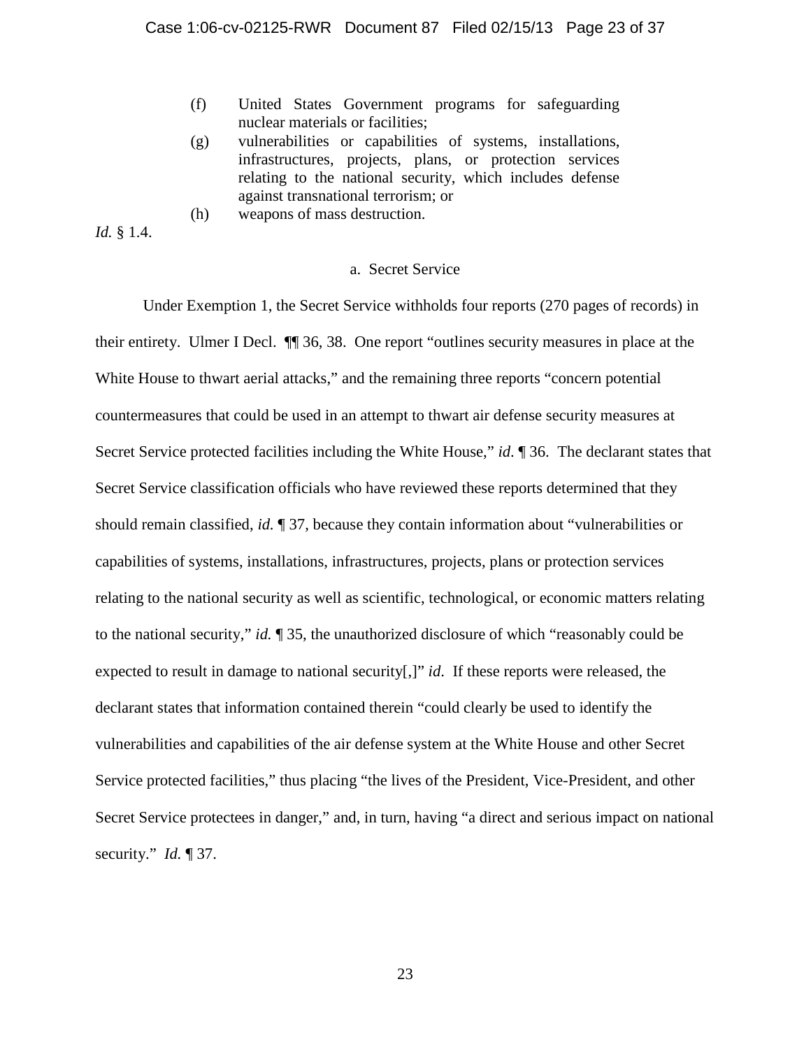(f) United States Government programs for safeguarding nuclear materials or facilities;

(g) vulnerabilities or capabilities of systems, installations, infrastructures, projects, plans, or protection services relating to the national security, which includes defense against transnational terrorism; or

(h) weapons of mass destruction.

*Id.* § 1.4.

### a. Secret Service

Under Exemption 1, the Secret Service withholds four reports (270 pages of records) in their entirety. Ulmer I Decl. ¶¶ 36, 38. One report "outlines security measures in place at the White House to thwart aerial attacks," and the remaining three reports "concern potential countermeasures that could be used in an attempt to thwart air defense security measures at Secret Service protected facilities including the White House," *id*. ¶ 36. The declarant states that Secret Service classification officials who have reviewed these reports determined that they should remain classified, *id.* ¶ 37, because they contain information about "vulnerabilities or capabilities of systems, installations, infrastructures, projects, plans or protection services relating to the national security as well as scientific, technological, or economic matters relating to the national security," *id.* ¶ 35, the unauthorized disclosure of which "reasonably could be expected to result in damage to national security[,]" *id*. If these reports were released, the declarant states that information contained therein "could clearly be used to identify the vulnerabilities and capabilities of the air defense system at the White House and other Secret Service protected facilities," thus placing "the lives of the President, Vice-President, and other Secret Service protectees in danger," and, in turn, having "a direct and serious impact on national security." *Id.* ¶ 37.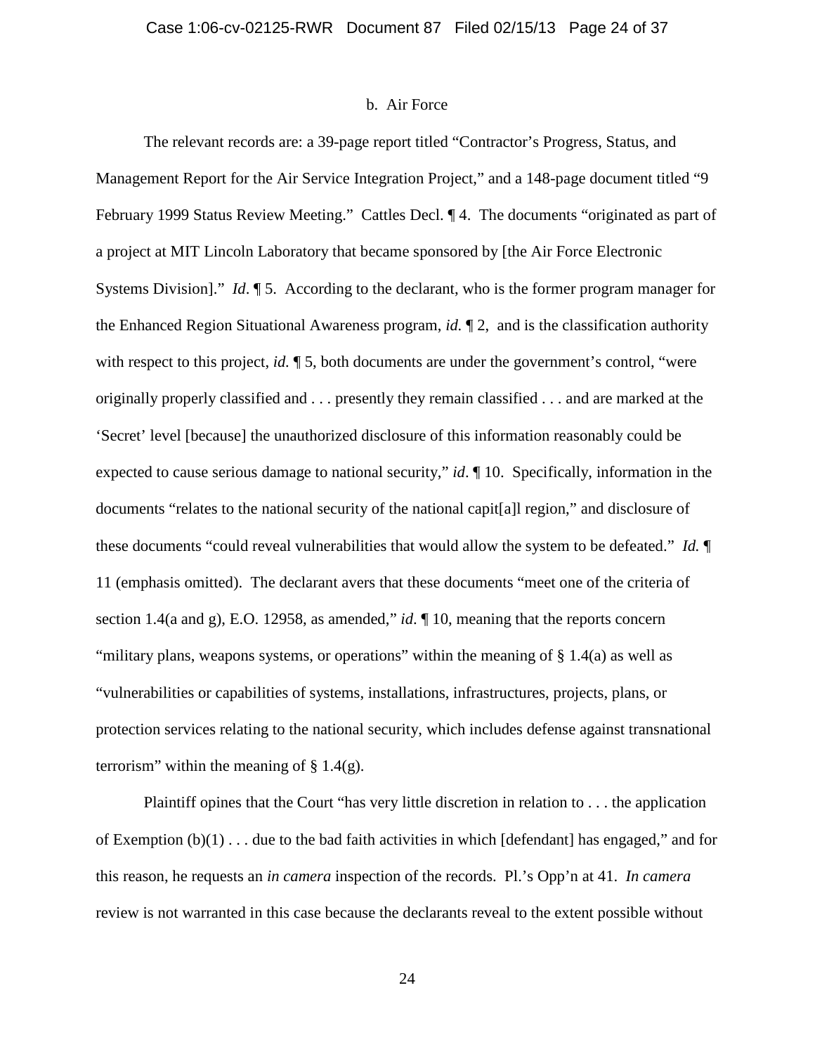b. Air Force

The relevant records are: a 39-page report titled "Contractor's Progress, Status, and Management Report for the Air Service Integration Project," and a 148-page document titled "9 February 1999 Status Review Meeting." Cattles Decl. ¶ 4. The documents "originated as part of a project at MIT Lincoln Laboratory that became sponsored by [the Air Force Electronic Systems Division]." *Id*. ¶ 5. According to the declarant, who is the former program manager for the Enhanced Region Situational Awareness program, *id.* ¶ 2, and is the classification authority with respect to this project, *id.* ¶ 5, both documents are under the government's control, "were originally properly classified and . . . presently they remain classified . . . and are marked at the 'Secret' level [because] the unauthorized disclosure of this information reasonably could be expected to cause serious damage to national security," *id*. ¶ 10. Specifically, information in the documents "relates to the national security of the national capit[a]l region," and disclosure of these documents "could reveal vulnerabilities that would allow the system to be defeated." *Id.* ¶ 11 (emphasis omitted). The declarant avers that these documents "meet one of the criteria of section 1.4(a and g), E.O. 12958, as amended," *id*. ¶ 10, meaning that the reports concern "military plans, weapons systems, or operations" within the meaning of § 1.4(a) as well as "vulnerabilities or capabilities of systems, installations, infrastructures, projects, plans, or protection services relating to the national security, which includes defense against transnational terrorism" within the meaning of § 1.4(g).

Plaintiff opines that the Court "has very little discretion in relation to . . . the application of Exemption (b)(1) . . . due to the bad faith activities in which [defendant] has engaged," and for this reason, he requests an *in camera* inspection of the records. Pl.'s Opp'n at 41. *In camera* review is not warranted in this case because the declarants reveal to the extent possible without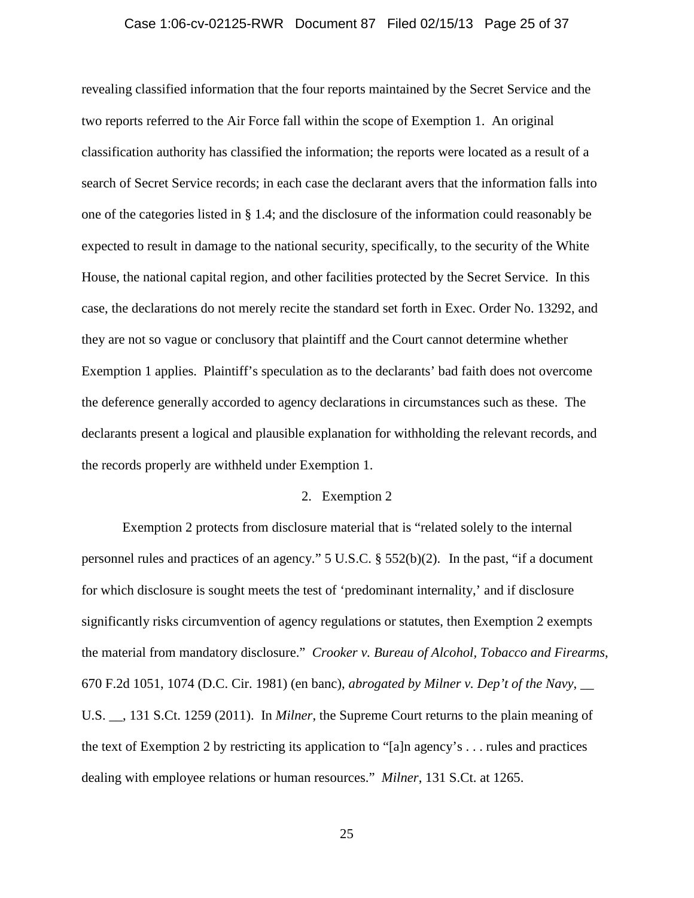revealing classified information that the four reports maintained by the Secret Service and the two reports referred to the Air Force fall within the scope of Exemption 1. An original classification authority has classified the information; the reports were located as a result of a search of Secret Service records; in each case the declarant avers that the information falls into one of the categories listed in § 1.4; and the disclosure of the information could reasonably be expected to result in damage to the national security, specifically, to the security of the White House, the national capital region, and other facilities protected by the Secret Service. In this case, the declarations do not merely recite the standard set forth in Exec. Order No. 13292, and they are not so vague or conclusory that plaintiff and the Court cannot determine whether Exemption 1 applies. Plaintiff's speculation as to the declarants' bad faith does not overcome the deference generally accorded to agency declarations in circumstances such as these. The declarants present a logical and plausible explanation for withholding the relevant records, and the records properly are withheld under Exemption 1.

### 2. Exemption 2

Exemption 2 protects from disclosure material that is "related solely to the internal personnel rules and practices of an agency." 5 U.S.C. § 552(b)(2). In the past, "if a document for which disclosure is sought meets the test of 'predominant internality,' and if disclosure significantly risks circumvention of agency regulations or statutes, then Exemption 2 exempts the material from mandatory disclosure." *Crooker v. Bureau of Alcohol, Tobacco and Firearms*, 670 F.2d 1051, 1074 (D.C. Cir. 1981) (en banc), *abrogated by Milner v. Dep't of the Navy*, __ U.S. __, 131 S.Ct. 1259 (2011). In *Milner*, the Supreme Court returns to the plain meaning of the text of Exemption 2 by restricting its application to "[a]n agency's . . . rules and practices dealing with employee relations or human resources." *Milner*, 131 S.Ct. at 1265.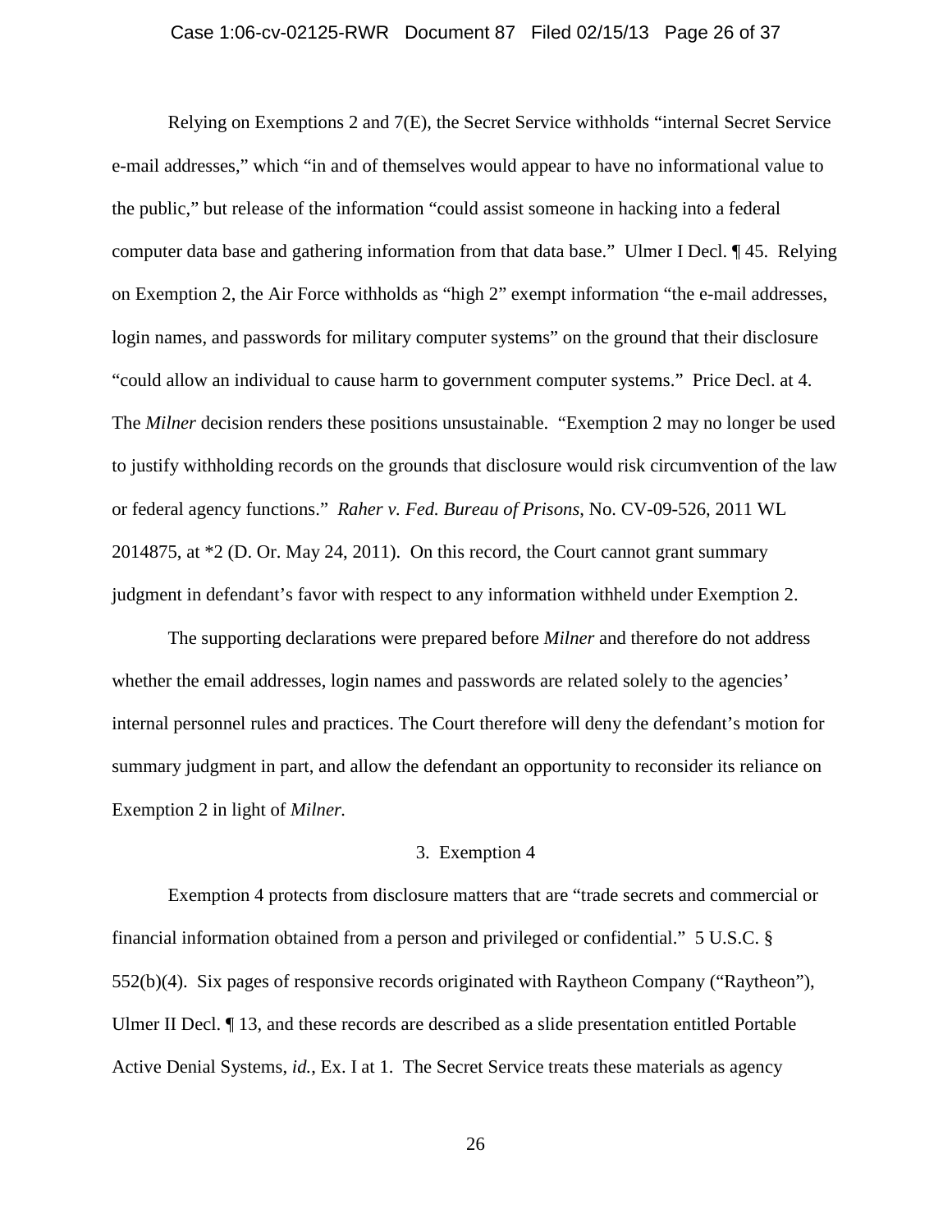Relying on Exemptions 2 and 7(E), the Secret Service withholds "internal Secret Service e-mail addresses," which "in and of themselves would appear to have no informational value to the public," but release of the information "could assist someone in hacking into a federal computer data base and gathering information from that data base." Ulmer I Decl. ¶ 45. Relying on Exemption 2, the Air Force withholds as "high 2" exempt information "the e-mail addresses, login names, and passwords for military computer systems" on the ground that their disclosure "could allow an individual to cause harm to government computer systems." Price Decl. at 4. The *Milner* decision renders these positions unsustainable. "Exemption 2 may no longer be used to justify withholding records on the grounds that disclosure would risk circumvention of the law or federal agency functions." *Raher v. Fed. Bureau of Prisons*, No. CV-09-526, 2011 WL 2014875, at *2 (D. Or. May 24, 2011). On this record, the Court cannot grant summary judgment in defendant's favor with respect to any information withheld under Exemption 2.

The supporting declarations were prepared before *Milner* and therefore do not address whether the email addresses, login names and passwords are related solely to the agencies' internal personnel rules and practices. The Court therefore will deny the defendant's motion for summary judgment in part, and allow the defendant an opportunity to reconsider its reliance on Exemption 2 in light of *Milner.*

### 3. Exemption 4

Exemption 4 protects from disclosure matters that are "trade secrets and commercial or financial information obtained from a person and privileged or confidential." 5 U.S.C. § 552(b)(4). Six pages of responsive records originated with Raytheon Company ("Raytheon"), Ulmer II Decl. ¶ 13, and these records are described as a slide presentation entitled Portable Active Denial Systems, *id.*, Ex. I at 1. The Secret Service treats these materials as agency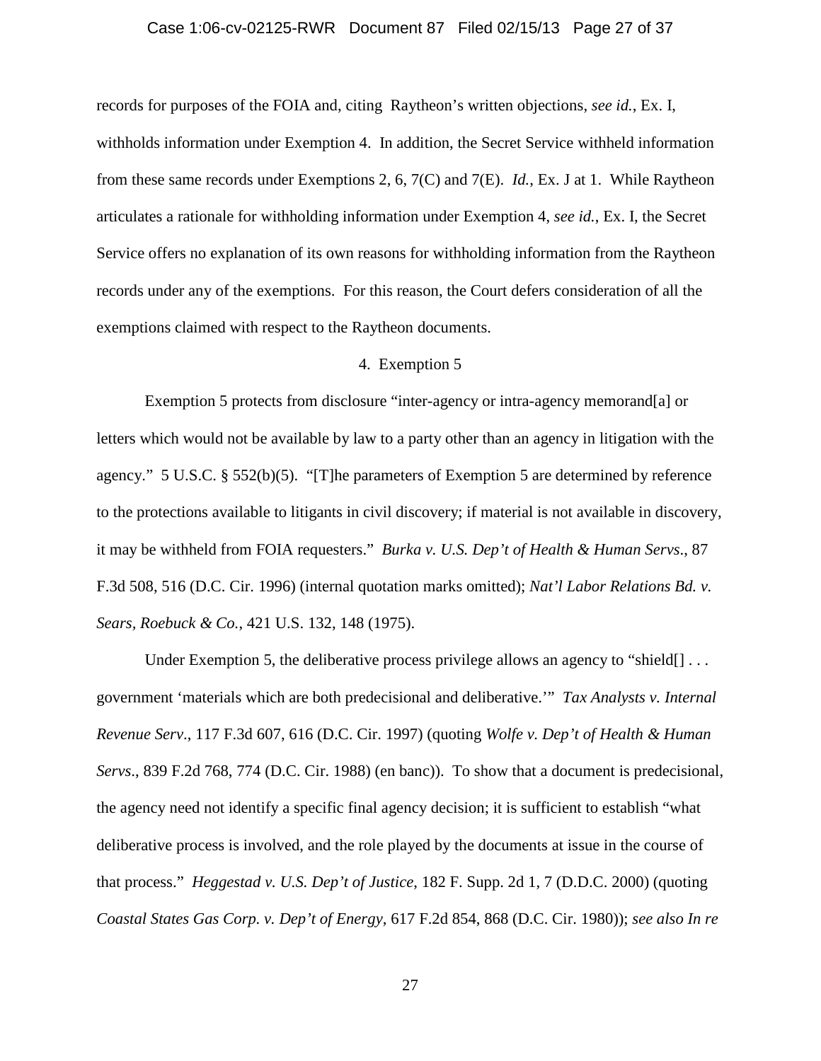records for purposes of the FOIA and, citing Raytheon's written objections, *see id.*, Ex. I, withholds information under Exemption 4. In addition, the Secret Service withheld information from these same records under Exemptions 2, 6, 7(C) and 7(E). *Id.*, Ex. J at 1. While Raytheon articulates a rationale for withholding information under Exemption 4, *see id.*, Ex. I, the Secret Service offers no explanation of its own reasons for withholding information from the Raytheon records under any of the exemptions. For this reason, the Court defers consideration of all the exemptions claimed with respect to the Raytheon documents.

4. Exemption 5

Exemption 5 protects from disclosure "inter-agency or intra-agency memorand[a] or letters which would not be available by law to a party other than an agency in litigation with the agency." 5 U.S.C. § 552(b)(5). "[T]he parameters of Exemption 5 are determined by reference to the protections available to litigants in civil discovery; if material is not available in discovery, it may be withheld from FOIA requesters." *Burka v. U.S. Dep't of Health & Human Servs.*, 87 F.3d 508, 516 (D.C. Cir. 1996) (internal quotation marks omitted); *Nat'l Labor Relations Bd. v. Sears, Roebuck & Co.*, 421 U.S. 132, 148 (1975).

Under Exemption 5, the deliberative process privilege allows an agency to "shield[] . . . government 'materials which are both predecisional and deliberative.'" *Tax Analysts v. Internal Revenue Serv.*, 117 F.3d 607, 616 (D.C. Cir. 1997) (quoting *Wolfe v. Dep't of Health & Human Servs.*, 839 F.2d 768, 774 (D.C. Cir. 1988) (en banc)). To show that a document is predecisional, the agency need not identify a specific final agency decision; it is sufficient to establish "what deliberative process is involved, and the role played by the documents at issue in the course of that process." *Heggestad v. U.S. Dep't of Justice*, 182 F. Supp. 2d 1, 7 (D.D.C. 2000) (quoting *Coastal States Gas Corp. v. Dep't of Energy*, 617 F.2d 854, 868 (D.C. Cir. 1980)); *see also In re*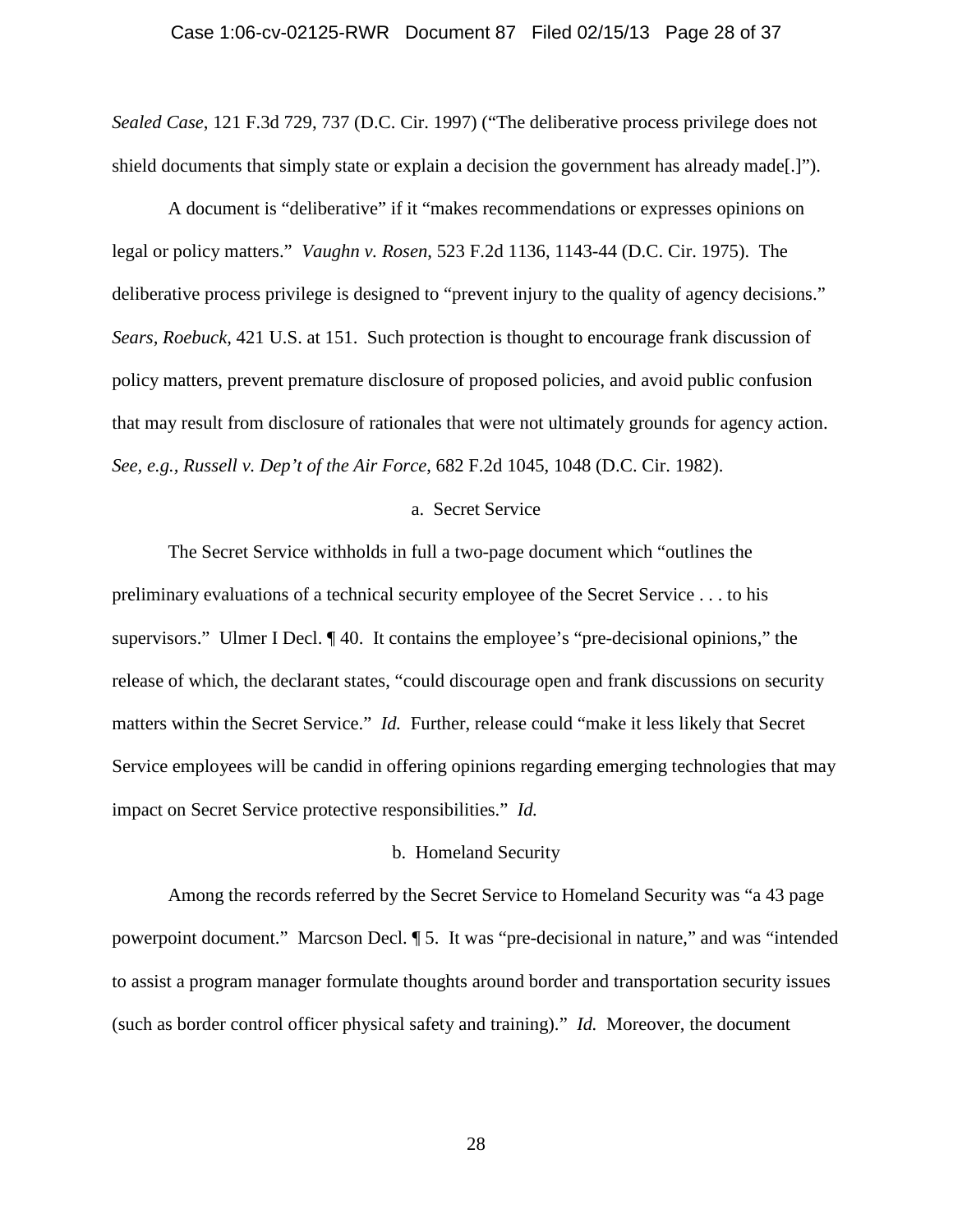*Sealed Case*, 121 F.3d 729, 737 (D.C. Cir. 1997) ("The deliberative process privilege does not shield documents that simply state or explain a decision the government has already made[.]").

A document is "deliberative" if it "makes recommendations or expresses opinions on legal or policy matters." *Vaughn v. Rosen*, 523 F.2d 1136, 1143-44 (D.C. Cir. 1975). The deliberative process privilege is designed to "prevent injury to the quality of agency decisions." *Sears, Roebuck*, 421 U.S. at 151. Such protection is thought to encourage frank discussion of policy matters, prevent premature disclosure of proposed policies, and avoid public confusion that may result from disclosure of rationales that were not ultimately grounds for agency action. *See, e.g.*, *Russell v. Dep't of the Air Force*, 682 F.2d 1045, 1048 (D.C. Cir. 1982).

a. Secret Service

The Secret Service withholds in full a two-page document which "outlines the preliminary evaluations of a technical security employee of the Secret Service . . . to his supervisors." Ulmer I Decl. ¶ 40. It contains the employee's "pre-decisional opinions," the release of which, the declarant states, "could discourage open and frank discussions on security matters within the Secret Service." *Id.* Further, release could "make it less likely that Secret Service employees will be candid in offering opinions regarding emerging technologies that may impact on Secret Service protective responsibilities." *Id.*

b. Homeland Security

Among the records referred by the Secret Service to Homeland Security was "a 43 page powerpoint document." Marcson Decl. ¶ 5. It was "pre-decisional in nature," and was "intended to assist a program manager formulate thoughts around border and transportation security issues (such as border control officer physical safety and training)." *Id.* Moreover, the document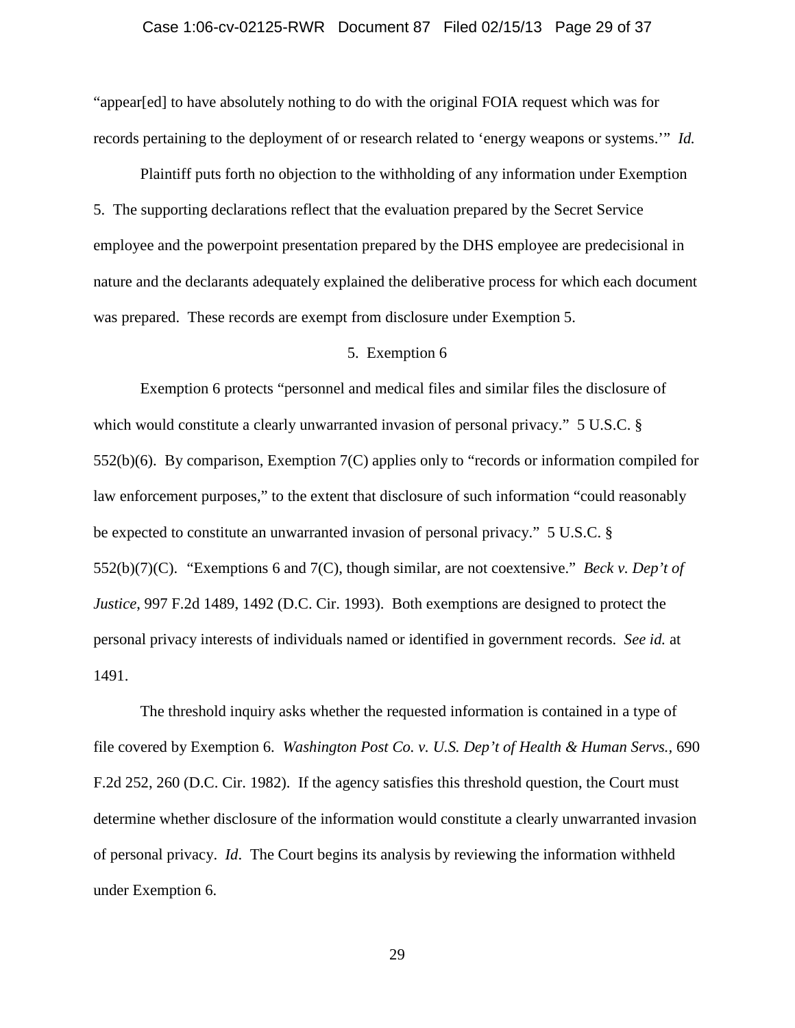"appear[ed] to have absolutely nothing to do with the original FOIA request which was for records pertaining to the deployment of or research related to 'energy weapons or systems.'" *Id.*

Plaintiff puts forth no objection to the withholding of any information under Exemption 5. The supporting declarations reflect that the evaluation prepared by the Secret Service employee and the powerpoint presentation prepared by the DHS employee are predecisional in nature and the declarants adequately explained the deliberative process for which each document was prepared. These records are exempt from disclosure under Exemption 5.

5. Exemption 6

Exemption 6 protects "personnel and medical files and similar files the disclosure of which would constitute a clearly unwarranted invasion of personal privacy." 5 U.S.C. § 552(b)(6). By comparison, Exemption 7(C) applies only to "records or information compiled for law enforcement purposes," to the extent that disclosure of such information "could reasonably be expected to constitute an unwarranted invasion of personal privacy." 5 U.S.C. § 552(b)(7)(C). "Exemptions 6 and 7(C), though similar, are not coextensive." *Beck v. Dep't of Justice*, 997 F.2d 1489, 1492 (D.C. Cir. 1993). Both exemptions are designed to protect the personal privacy interests of individuals named or identified in government records. *See id.* at 1491.

The threshold inquiry asks whether the requested information is contained in a type of file covered by Exemption 6. *Washington Post Co. v. U.S. Dep't of Health & Human Servs.*, 690 F.2d 252, 260 (D.C. Cir. 1982). If the agency satisfies this threshold question, the Court must determine whether disclosure of the information would constitute a clearly unwarranted invasion of personal privacy. *Id*. The Court begins its analysis by reviewing the information withheld under Exemption 6.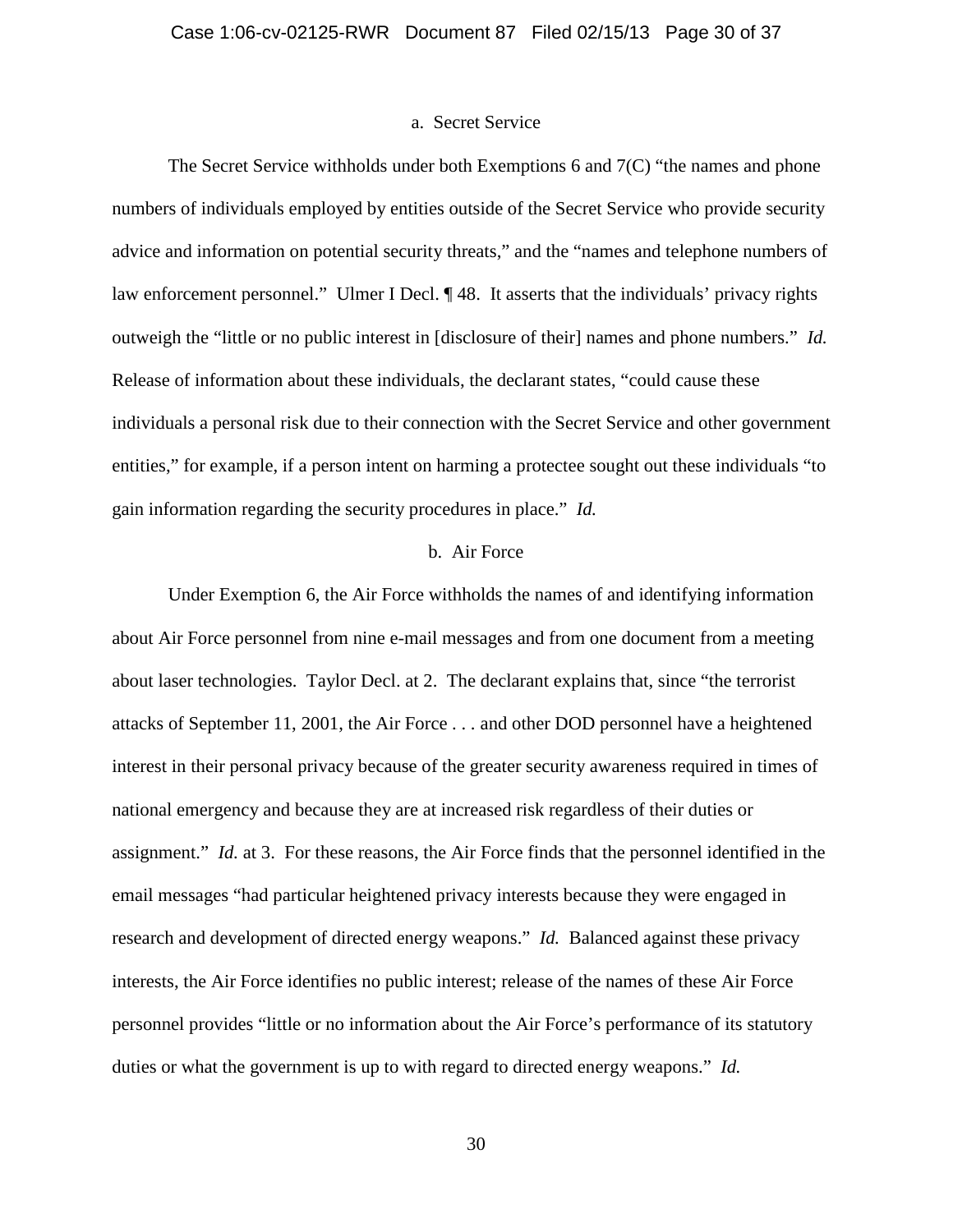#### a. Secret Service

The Secret Service withholds under both Exemptions 6 and 7(C) "the names and phone numbers of individuals employed by entities outside of the Secret Service who provide security advice and information on potential security threats," and the "names and telephone numbers of law enforcement personnel." Ulmer I Decl. ¶ 48. It asserts that the individuals' privacy rights outweigh the "little or no public interest in [disclosure of their] names and phone numbers." *Id.* Release of information about these individuals, the declarant states, "could cause these individuals a personal risk due to their connection with the Secret Service and other government entities," for example, if a person intent on harming a protectee sought out these individuals "to gain information regarding the security procedures in place." *Id.*

#### b. Air Force

Under Exemption 6, the Air Force withholds the names of and identifying information about Air Force personnel from nine e-mail messages and from one document from a meeting about laser technologies. Taylor Decl. at 2. The declarant explains that, since "the terrorist attacks of September 11, 2001, the Air Force . . . and other DOD personnel have a heightened interest in their personal privacy because of the greater security awareness required in times of national emergency and because they are at increased risk regardless of their duties or assignment." *Id.* at 3. For these reasons, the Air Force finds that the personnel identified in the email messages "had particular heightened privacy interests because they were engaged in research and development of directed energy weapons." *Id.* Balanced against these privacy interests, the Air Force identifies no public interest; release of the names of these Air Force personnel provides "little or no information about the Air Force's performance of its statutory duties or what the government is up to with regard to directed energy weapons." *Id.*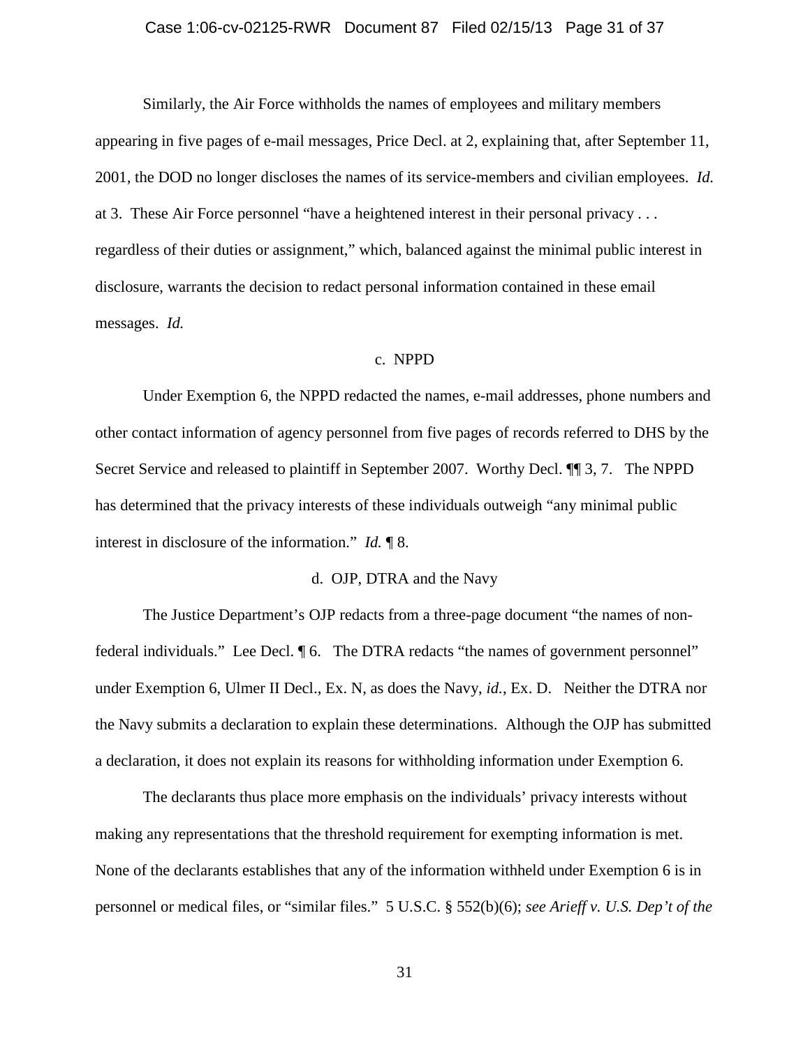Similarly, the Air Force withholds the names of employees and military members appearing in five pages of e-mail messages, Price Decl. at 2, explaining that, after September 11, 2001, the DOD no longer discloses the names of its service-members and civilian employees. *Id.* at 3. These Air Force personnel "have a heightened interest in their personal privacy . . . regardless of their duties or assignment," which, balanced against the minimal public interest in disclosure, warrants the decision to redact personal information contained in these email messages. *Id.*

c. NPPD

Under Exemption 6, the NPPD redacted the names, e-mail addresses, phone numbers and other contact information of agency personnel from five pages of records referred to DHS by the Secret Service and released to plaintiff in September 2007. Worthy Decl. ¶¶ 3, 7. The NPPD has determined that the privacy interests of these individuals outweigh "any minimal public interest in disclosure of the information." *Id.* ¶ 8.

d. OJP, DTRA and the Navy

The Justice Department's OJP redacts from a three-page document "the names of non-federal individuals." Lee Decl. ¶ 6. The DTRA redacts "the names of government personnel" under Exemption 6, Ulmer II Decl., Ex. N, as does the Navy, *id.*, Ex. D. Neither the DTRA nor the Navy submits a declaration to explain these determinations. Although the OJP has submitted a declaration, it does not explain its reasons for withholding information under Exemption 6.

The declarants thus place more emphasis on the individuals' privacy interests without making any representations that the threshold requirement for exempting information is met. None of the declarants establishes that any of the information withheld under Exemption 6 is in personnel or medical files, or "similar files." 5 U.S.C. § 552(b)(6); *see Arieff v. U.S. Dep't of the*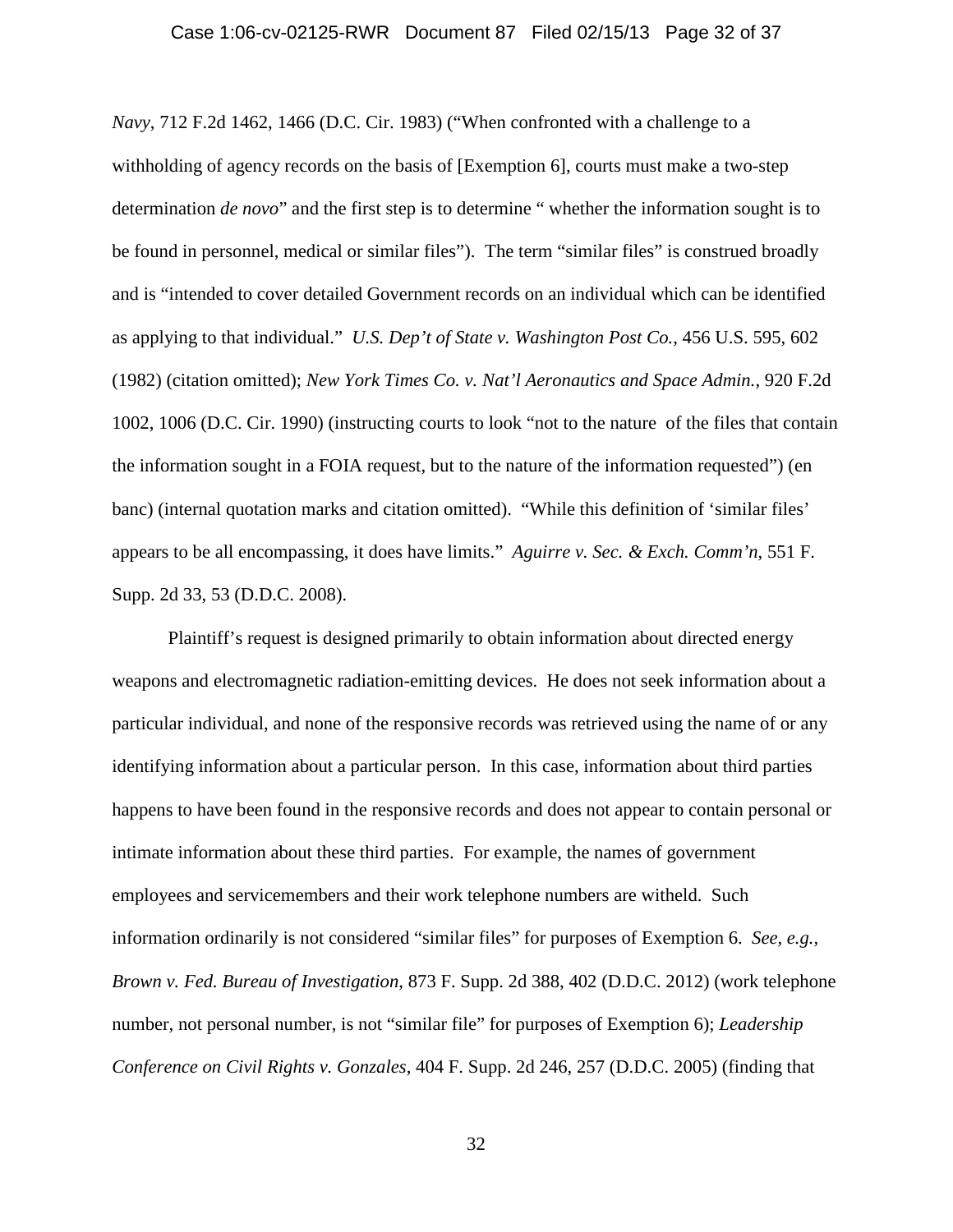*Navy*, 712 F.2d 1462, 1466 (D.C. Cir. 1983) ("When confronted with a challenge to a withholding of agency records on the basis of [Exemption 6], courts must make a two-step determination *de novo*" and the first step is to determine " whether the information sought is to be found in personnel, medical or similar files"). The term "similar files" is construed broadly and is "intended to cover detailed Government records on an individual which can be identified as applying to that individual." *U.S. Dep't of State v. Washington Post Co.*, 456 U.S. 595, 602 (1982) (citation omitted); *New York Times Co. v. Nat'l Aeronautics and Space Admin.*, 920 F.2d 1002, 1006 (D.C. Cir. 1990) (instructing courts to look "not to the nature of the files that contain the information sought in a FOIA request, but to the nature of the information requested") (en banc) (internal quotation marks and citation omitted). "While this definition of 'similar files' appears to be all encompassing, it does have limits." *Aguirre v. Sec. & Exch. Comm'n*, 551 F. Supp. 2d 33, 53 (D.D.C. 2008).

Plaintiff's request is designed primarily to obtain information about directed energy weapons and electromagnetic radiation-emitting devices. He does not seek information about a particular individual, and none of the responsive records was retrieved using the name of or any identifying information about a particular person. In this case, information about third parties happens to have been found in the responsive records and does not appear to contain personal or intimate information about these third parties. For example, the names of government employees and servicemembers and their work telephone numbers are witheld. Such information ordinarily is not considered "similar files" for purposes of Exemption 6. *See, e.g.*, *Brown v. Fed. Bureau of Investigation*, 873 F. Supp. 2d 388, 402 (D.D.C. 2012) (work telephone number, not personal number, is not "similar file" for purposes of Exemption 6); *Leadership Conference on Civil Rights v. Gonzales*, 404 F. Supp. 2d 246, 257 (D.D.C. 2005) (finding that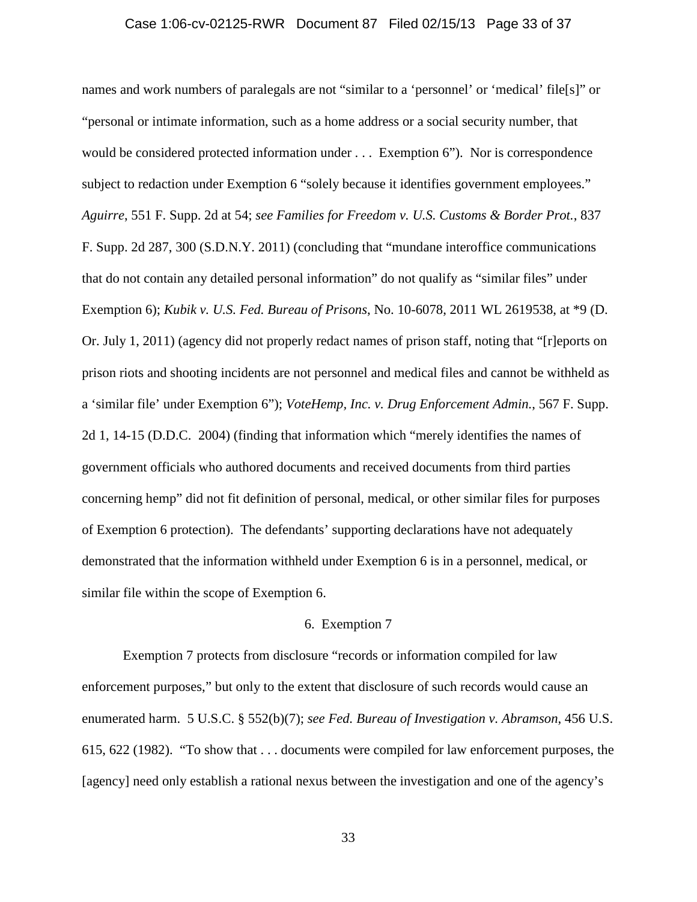names and work numbers of paralegals are not "similar to a 'personnel' or 'medical' file[s]" or "personal or intimate information, such as a home address or a social security number, that would be considered protected information under . . . Exemption 6"). Nor is correspondence subject to redaction under Exemption 6 "solely because it identifies government employees." *Aguirre*, 551 F. Supp. 2d at 54; *see Families for Freedom v. U.S. Customs & Border Prot.*, 837 F. Supp. 2d 287, 300 (S.D.N.Y. 2011) (concluding that "mundane interoffice communications that do not contain any detailed personal information" do not qualify as "similar files" under Exemption 6); *Kubik v. U.S. Fed. Bureau of Prisons*, No. 10-6078, 2011 WL 2619538, at *9 (D. Or. July 1, 2011) (agency did not properly redact names of prison staff, noting that "[r]eports on prison riots and shooting incidents are not personnel and medical files and cannot be withheld as a 'similar file' under Exemption 6"); *VoteHemp, Inc. v. Drug Enforcement Admin.*, 567 F. Supp. 2d 1, 14-15 (D.D.C. 2004) (finding that information which "merely identifies the names of government officials who authored documents and received documents from third parties concerning hemp" did not fit definition of personal, medical, or other similar files for purposes of Exemption 6 protection). The defendants' supporting declarations have not adequately demonstrated that the information withheld under Exemption 6 is in a personnel, medical, or similar file within the scope of Exemption 6.

### 6. Exemption 7

Exemption 7 protects from disclosure "records or information compiled for law enforcement purposes," but only to the extent that disclosure of such records would cause an enumerated harm. 5 U.S.C. § 552(b)(7); *see Fed. Bureau of Investigation v. Abramson*, 456 U.S. 615, 622 (1982). "To show that . . . documents were compiled for law enforcement purposes, the [agency] need only establish a rational nexus between the investigation and one of the agency's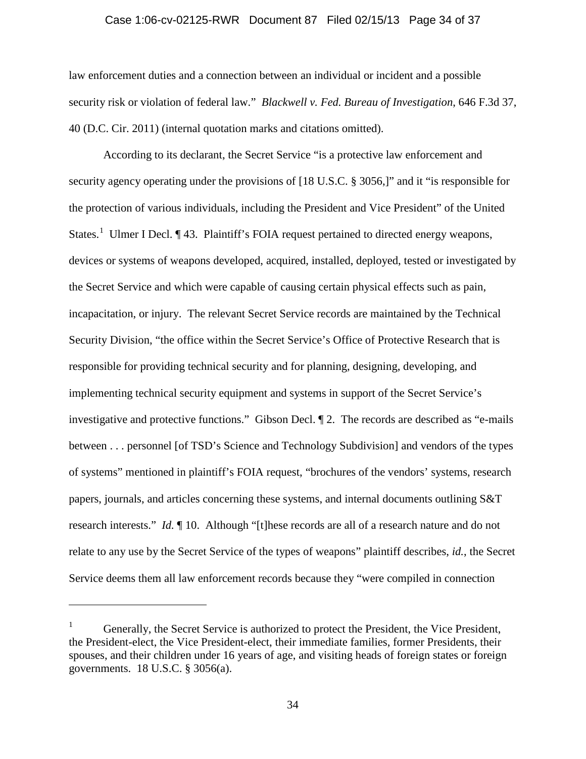law enforcement duties and a connection between an individual or incident and a possible security risk or violation of federal law." *Blackwell v. Fed. Bureau of Investigation*, 646 F.3d 37, 40 (D.C. Cir. 2011) (internal quotation marks and citations omitted).

According to its declarant, the Secret Service "is a protective law enforcement and security agency operating under the provisions of [18 U.S.C. § 3056,]" and it "is responsible for the protection of various individuals, including the President and Vice President" of the United States.[1] Ulmer I Decl. ¶ 43. Plaintiff's FOIA request pertained to directed energy weapons, devices or systems of weapons developed, acquired, installed, deployed, tested or investigated by the Secret Service and which were capable of causing certain physical effects such as pain, incapacitation, or injury. The relevant Secret Service records are maintained by the Technical Security Division, "the office within the Secret Service's Office of Protective Research that is responsible for providing technical security and for planning, designing, developing, and implementing technical security equipment and systems in support of the Secret Service's investigative and protective functions." Gibson Decl. ¶ 2. The records are described as "e-mails between . . . personnel [of TSD's Science and Technology Subdivision] and vendors of the types of systems" mentioned in plaintiff's FOIA request, "brochures of the vendors' systems, research papers, journals, and articles concerning these systems, and internal documents outlining S&T research interests." *Id.* ¶ 10. Although "[t]hese records are all of a research nature and do not relate to any use by the Secret Service of the types of weapons" plaintiff describes, *id.*, the Secret Service deems them all law enforcement records because they "were compiled in connection

---

[1] Generally, the Secret Service is authorized to protect the President, the Vice President, the President-elect, the Vice President-elect, their immediate families, former Presidents, their spouses, and their children under 16 years of age, and visiting heads of foreign states or foreign governments. 18 U.S.C. § 3056(a).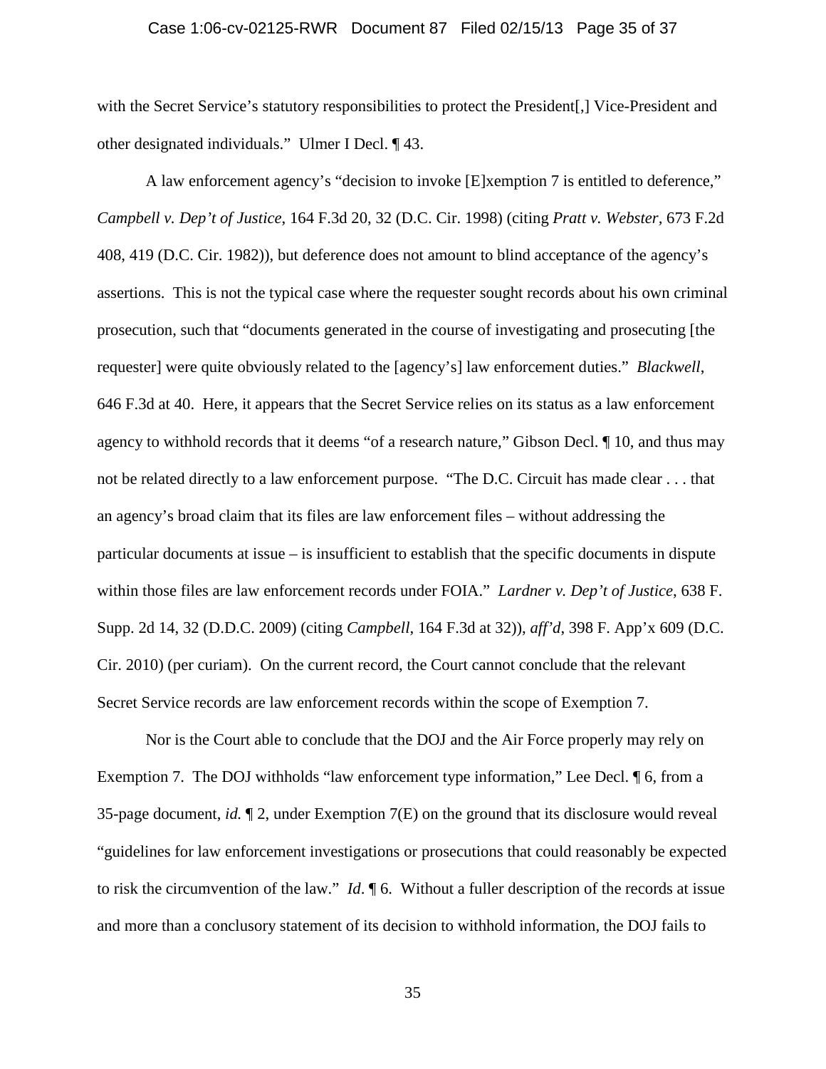with the Secret Service's statutory responsibilities to protect the President[,] Vice-President and other designated individuals." Ulmer I Decl. ¶ 43.

A law enforcement agency's "decision to invoke [E]xemption 7 is entitled to deference," *Campbell v. Dep't of Justice*, 164 F.3d 20, 32 (D.C. Cir. 1998) (citing *Pratt v. Webster*, 673 F.2d 408, 419 (D.C. Cir. 1982)), but deference does not amount to blind acceptance of the agency's assertions. This is not the typical case where the requester sought records about his own criminal prosecution, such that "documents generated in the course of investigating and prosecuting [the requester] were quite obviously related to the [agency's] law enforcement duties." *Blackwell*, 646 F.3d at 40. Here, it appears that the Secret Service relies on its status as a law enforcement agency to withhold records that it deems "of a research nature," Gibson Decl. ¶ 10, and thus may not be related directly to a law enforcement purpose. "The D.C. Circuit has made clear . . . that an agency's broad claim that its files are law enforcement files – without addressing the particular documents at issue – is insufficient to establish that the specific documents in dispute within those files are law enforcement records under FOIA." *Lardner v. Dep't of Justice*, 638 F. Supp. 2d 14, 32 (D.D.C. 2009) (citing *Campbell*, 164 F.3d at 32)), *aff'd*, 398 F. App'x 609 (D.C. Cir. 2010) (per curiam). On the current record, the Court cannot conclude that the relevant Secret Service records are law enforcement records within the scope of Exemption 7.

Nor is the Court able to conclude that the DOJ and the Air Force properly may rely on Exemption 7. The DOJ withholds "law enforcement type information," Lee Decl. ¶ 6, from a 35-page document, *id.* ¶ 2, under Exemption 7(E) on the ground that its disclosure would reveal "guidelines for law enforcement investigations or prosecutions that could reasonably be expected to risk the circumvention of the law." *Id*. ¶ 6. Without a fuller description of the records at issue and more than a conclusory statement of its decision to withhold information, the DOJ fails to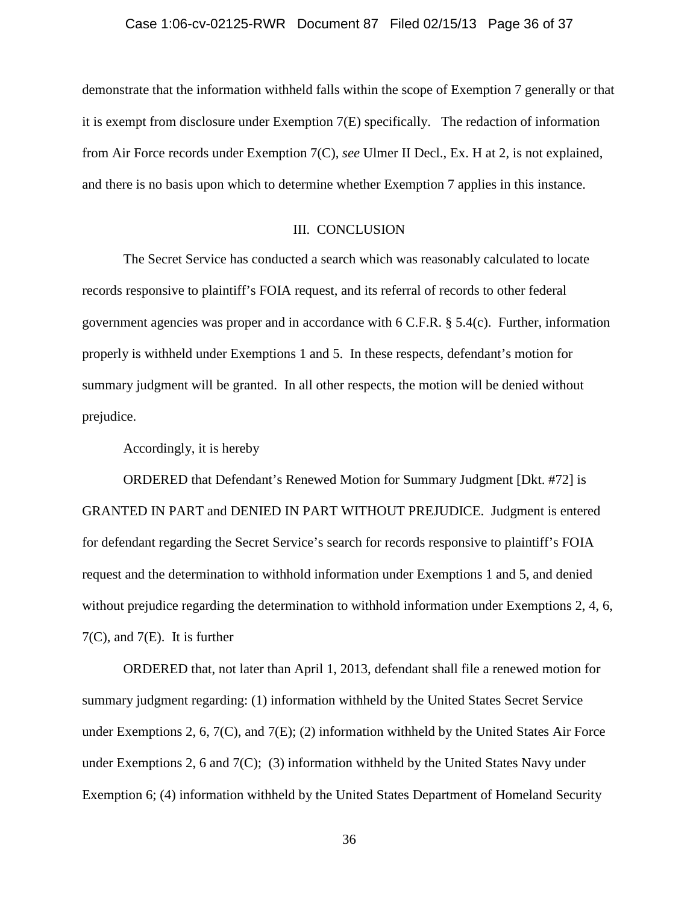demonstrate that the information withheld falls within the scope of Exemption 7 generally or that it is exempt from disclosure under Exemption 7(E) specifically. The redaction of information from Air Force records under Exemption 7(C), *see* Ulmer II Decl., Ex. H at 2, is not explained, and there is no basis upon which to determine whether Exemption 7 applies in this instance.

## III. CONCLUSION

The Secret Service has conducted a search which was reasonably calculated to locate records responsive to plaintiff's FOIA request, and its referral of records to other federal government agencies was proper and in accordance with 6 C.F.R. § 5.4(c). Further, information properly is withheld under Exemptions 1 and 5. In these respects, defendant's motion for summary judgment will be granted. In all other respects, the motion will be denied without prejudice.

Accordingly, it is hereby

ORDERED that Defendant's Renewed Motion for Summary Judgment [Dkt. #72] is GRANTED IN PART and DENIED IN PART WITHOUT PREJUDICE. Judgment is entered for defendant regarding the Secret Service's search for records responsive to plaintiff's FOIA request and the determination to withhold information under Exemptions 1 and 5, and denied without prejudice regarding the determination to withhold information under Exemptions 2, 4, 6, 7(C), and 7(E). It is further

ORDERED that, not later than April 1, 2013, defendant shall file a renewed motion for summary judgment regarding: (1) information withheld by the United States Secret Service under Exemptions 2, 6, 7(C), and 7(E); (2) information withheld by the United States Air Force under Exemptions 2, 6 and 7(C); (3) information withheld by the United States Navy under Exemption 6; (4) information withheld by the United States Department of Homeland Security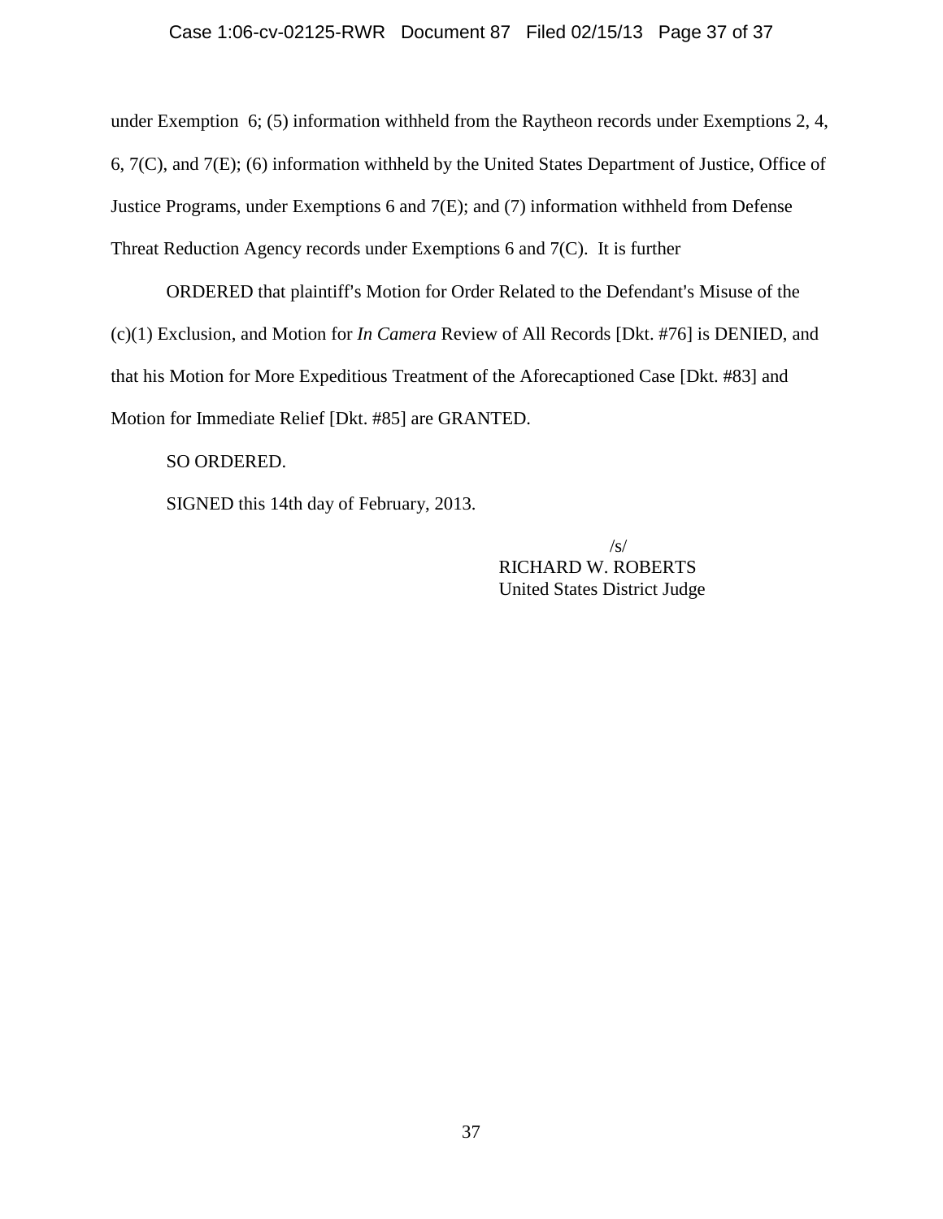under Exemption 6; (5) information withheld from the Raytheon records under Exemptions 2, 4, 6, 7(C), and 7(E); (6) information withheld by the United States Department of Justice, Office of Justice Programs, under Exemptions 6 and 7(E); and (7) information withheld from Defense Threat Reduction Agency records under Exemptions 6 and 7(C). It is further

ORDERED that plaintiff's Motion for Order Related to the Defendant's Misuse of the (c)(1) Exclusion, and Motion for *In Camera* Review of All Records [Dkt. #76] is DENIED, and that his Motion for More Expeditious Treatment of the Aforecaptioned Case [Dkt. #83] and Motion for Immediate Relief [Dkt. #85] are GRANTED.

SO ORDERED.

SIGNED this 14th day of February, 2013.

/s/
RICHARD W. ROBERTS
United States District Judge